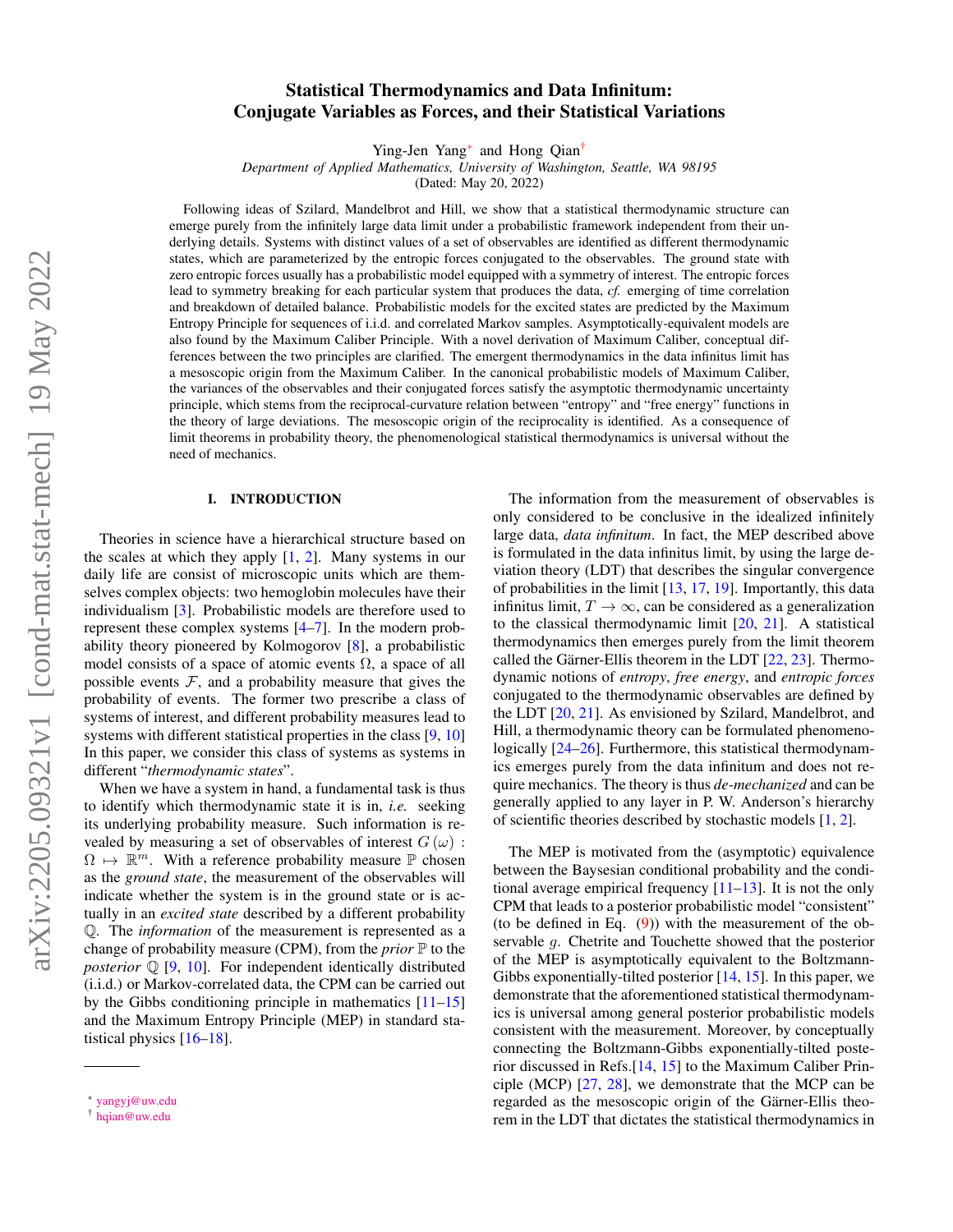# Statistical Thermodynamics and Data Infinitum: Conjugate Variables as Forces, and their Statistical Variations

Ying-Jen Yang[*] and Hong Qian[†]

*Department of Applied Mathematics, University of Washington, Seattle, WA 98195*

(Dated: May 20, 2022)

Following ideas of Szilard, Mandelbrot and Hill, we show that a statistical thermodynamic structure can emerge purely from the infinitely large data limit under a probabilistic framework independent from their underlying details. Systems with distinct values of a set of observables are identified as different thermodynamic states, which are parameterized by the entropic forces conjugated to the observables. The ground state with zero entropic forces usually has a probabilistic model equipped with a symmetry of interest. The entropic forces lead to symmetry breaking for each particular system that produces the data, *cf.* emerging of time correlation and breakdown of detailed balance. Probabilistic models for the excited states are predicted by the Maximum Entropy Principle for sequences of i.i.d. and correlated Markov samples. Asymptotically-equivalent models are also found by the Maximum Caliber Principle. With a novel derivation of Maximum Caliber, conceptual differences between the two principles are clarified. The emergent thermodynamics in the data infinitus limit has a mesoscopic origin from the Maximum Caliber. In the canonical probabilistic models of Maximum Caliber, the variances of the observables and their conjugated forces satisfy the asymptotic thermodynamic uncertainty principle, which stems from the reciprocal-curvature relation between "entropy" and "free energy" functions in the theory of large deviations. The mesoscopic origin of the reciprocality is identified. As a consequence of limit theorems in probability theory, the phenomenological statistical thermodynamics is universal without the need of mechanics.

## I. INTRODUCTION

Theories in science have a hierarchical structure based on the scales at which they apply [1, 2]. Many systems in our daily life are consist of microscopic units which are themselves complex objects: two hemoglobin molecules have their individualism [3]. Probabilistic models are therefore used to represent these complex systems [4–7]. In the modern probability theory pioneered by Kolmogorov [8], a probabilistic model consists of a space of atomic events $\Omega$, a space of all possible events $\mathcal{F}$, and a probability measure that gives the probability of events. The former two prescribe a class of systems of interest, and different probability measures lead to systems with different statistical properties in the class [9, 10] In this paper, we consider this class of systems as systems in different "*thermodynamic states*".

When we have a system in hand, a fundamental task is thus to identify which thermodynamic state it is in, *i.e.* seeking its underlying probability measure. Such information is revealed by measuring a set of observables of interest $G(\omega) : \Omega \mapsto \mathbb{R}^m$. With a reference probability measure $\mathbb{P}$ chosen as the *ground state*, the measurement of the observables will indicate whether the system is in the ground state or is actually in an *excited state* described by a different probability $\mathbb{Q}$. The *information* of the measurement is represented as a change of probability measure (CPM), from the *prior* $\mathbb{P}$ to the *posterior* $\mathbb{Q}$ [9, 10]. For independent identically distributed (i.i.d.) or Markov-correlated data, the CPM can be carried out by the Gibbs conditioning principle in mathematics [11–15] and the Maximum Entropy Principle (MEP) in standard statistical physics [16–18].

The information from the measurement of observables is only considered to be conclusive in the idealized infinitely large data, *data infinitum*. In fact, the MEP described above is formulated in the data infinitus limit, by using the large deviation theory (LDT) that describes the singular convergence of probabilities in the limit [13, 17, 19]. Importantly, this data infinitus limit, $T \to \infty$, can be considered as a generalization to the classical thermodynamic limit [20, 21]. A statistical thermodynamics then emerges purely from the limit theorem called the Gärner-Ellis theorem in the LDT [22, 23]. Thermodynamic notions of *entropy*, *free energy*, and *entropic forces* conjugated to the thermodynamic observables are defined by the LDT [20, 21]. As envisioned by Szilard, Mandelbrot, and Hill, a thermodynamic theory can be formulated phenomenologically [24–26]. Furthermore, this statistical thermodynamics emerges purely from the data infinitum and does not require mechanics. The theory is thus *de-mechanized* and can be generally applied to any layer in P. W. Anderson's hierarchy of scientific theories described by stochastic models [1, 2].

The MEP is motivated from the (asymptotic) equivalence between the Baysesian conditional probability and the conditional average empirical frequency [11–13]. It is not the only CPM that leads to a posterior probabilistic model "consistent" (to be defined in Eq. (9)) with the measurement of the observable $g$. Chetrite and Touchette showed that the posterior of the MEP is asymptotically equivalent to the Boltzmann-Gibbs exponentially-tilted posterior [14, 15]. In this paper, we demonstrate that the aforementioned statistical thermodynamics is universal among general posterior probabilistic models consistent with the measurement. Moreover, by conceptually connecting the Boltzmann-Gibbs exponentially-tilted posterior discussed in Refs.[14, 15] to the Maximum Caliber Principle (MCP) [27, 28], we demonstrate that the MCP can be regarded as the mesoscopic origin of the Gärner-Ellis theorem in the LDT that dictates the statistical thermodynamics in

[*] yangyj@uw.edu

[†] hqian@uw.edu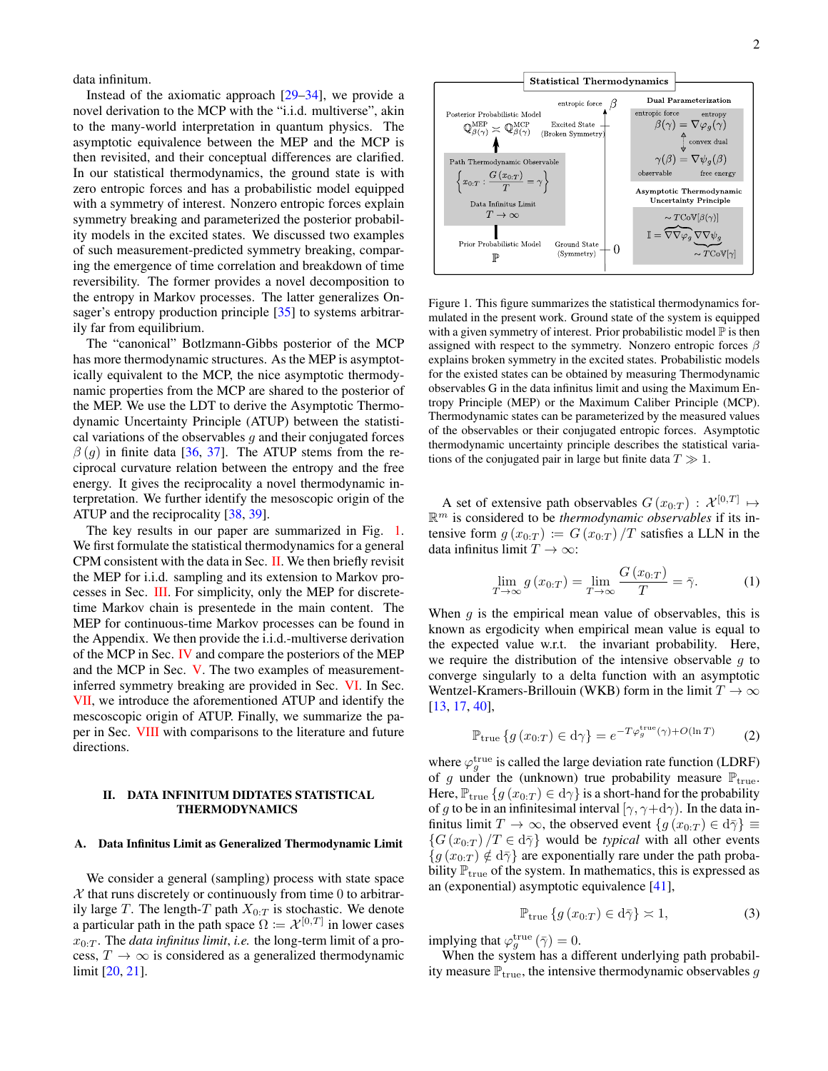data infinitum.

Instead of the axiomatic approach [29–34], we provide a novel derivation to the MCP with the "i.i.d. multiverse", akin to the many-world interpretation in quantum physics. The asymptotic equivalence between the MEP and the MCP is then revisited, and their conceptual differences are clarified. In our statistical thermodynamics, the ground state is with zero entropic forces and has a probabilistic model equipped with a symmetry of interest. Nonzero entropic forces explain symmetry breaking and parameterized the posterior probability models in the excited states. We discussed two examples of such measurement-predicted symmetry breaking, comparing the emergence of time correlation and breakdown of time reversibility. The former provides a novel decomposition to the entropy in Markov processes. The latter generalizes Onsager's entropy production principle [35] to systems arbitrarily far from equilibrium.

The "canonical" Botlzmann-Gibbs posterior of the MCP has more thermodynamic structures. As the MEP is asymptotically equivalent to the MCP, the nice asymptotic thermodynamic properties from the MCP are shared to the posterior of the MEP. We use the LDT to derive the Asymptotic Thermodynamic Uncertainty Principle (ATUP) between the statistical variations of the observables $g$ and their conjugated forces $\beta(g)$ in finite data [36, 37]. The ATUP stems from the reciprocal curvature relation between the entropy and the free energy. It gives the reciprocality a novel thermodynamic interpretation. We further identify the mesoscopic origin of the ATUP and the reciprocality [38, 39].

The key results in our paper are summarized in Fig. 1. We first formulate the statistical thermodynamics for a general CPM consistent with the data in Sec. II. We then briefly revisit the MEP for i.i.d. sampling and its extension to Markov processes in Sec. III. For simplicity, only the MEP for discrete-time Markov chain is presentede in the main content. The MEP for continuous-time Markov processes can be found in the Appendix. We then provide the i.i.d.-multiverse derivation of the MCP in Sec. IV and compare the posteriors of the MEP and the MCP in Sec. V. The two examples of measurement-inferred symmetry breaking are provided in Sec. VI. In Sec. VII, we introduce the aforementioned ATUP and identify the mescoscopic origin of ATUP. Finally, we summarize the paper in Sec. VIII with comparisons to the literature and future directions.

Figure 1. This figure summarizes the statistical thermodynamics formulated in the present work. Ground state of the system is equipped with a given symmetry of interest. Prior probabilistic model $\mathbb{P}$ is then assigned with respect to the symmetry. Nonzero entropic forces $\beta$ explains broken symmetry in the excited states. Probabilistic models for the existed states can be obtained by measuring Thermodynamic observables G in the data infinitus limit and using the Maximum Entropy Principle (MEP) or the Maximum Caliber Principle (MCP). Thermodynamic states can be parameterized by the measured values of the observables or their conjugated entropic forces. Asymptotic thermodynamic uncertainty principle describes the statistical variations of the conjugated pair in large but finite data $T \gg 1$.

## II. DATA INFINITUM DIDTATES STATISTICAL THERMODYNAMICS

### A. Data Infinitus Limit as Generalized Thermodynamic Limit

We consider a general (sampling) process with state space $\mathcal{X}$ that runs discretely or continuously from time 0 to arbitrarily large $T$. The length-$T$ path $X_{0:T}$ is stochastic. We denote a particular path in the path space $\Omega := \mathcal{X}^{[0,T]}$ in lower cases $x_{0:T}$. The *data infinitus limit*, *i.e.* the long-term limit of a process, $T \to \infty$ is considered as a generalized thermodynamic limit [20, 21].

A set of extensive path observables $G(x_{0:T}) : \mathcal{X}^{[0,T]} \mapsto \mathbb{R}^m$ is considered to be *thermodynamic observables* if its intensive form $g(x_{0:T}) := G(x_{0:T})/T$ satisfies a LLN in the data infinitus limit $T \to \infty$:

$$\lim_{T\to\infty} g(x_{0:T}) = \lim_{T\to\infty} \frac{G(x_{0:T})}{T} = \bar{\gamma}. \tag{1}$$

When $g$ is the empirical mean value of observables, this is known as ergodicity when empirical mean value is equal to the expected value w.r.t. the invariant probability. Here, we require the distribution of the intensive observable $g$ to converge singularly to a delta function with an asymptotic Wentzel-Kramers-Brillouin (WKB) form in the limit $T \to \infty$ [13, 17, 40],

$$\mathbb{P}_{\text{true}}\{g(x_{0:T}) \in \mathrm{d}\gamma\} = e^{-T\varphi_g^{\text{true}}(\gamma) + O(\ln T)} \tag{2}$$

where $\varphi_g^{\text{true}}$ is called the large deviation rate function (LDRF) of $g$ under the (unknown) true probability measure $\mathbb{P}_{\text{true}}$. Here, $\mathbb{P}_{\text{true}}\{g(x_{0:T}) \in \mathrm{d}\gamma\}$ is a short-hand for the probability of $g$ to be in an infinitesimal interval $[\gamma, \gamma+\mathrm{d}\gamma)$. In the data infinitus limit $T \to \infty$, the observed event $\{g(x_{0:T}) \in \mathrm{d}\bar{\gamma}\} \equiv \{G(x_{0:T})/T \in \mathrm{d}\bar{\gamma}\}$ would be *typical* with all other events $\{g(x_{0:T}) \notin \mathrm{d}\bar{\gamma}\}$ are exponentially rare under the path probability $\mathbb{P}_{\text{true}}$ of the system. In mathematics, this is expressed as an (exponential) asymptotic equivalence [41],

$$\mathbb{P}_{\text{true}}\{g(x_{0:T}) \in \mathrm{d}\bar{\gamma}\} \asymp 1, \tag{3}$$

implying that $\varphi_g^{\text{true}}(\bar{\gamma}) = 0$.

When the system has a different underlying path probability measure $\mathbb{P}_{\text{true}}$, the intensive thermodynamic observables $g$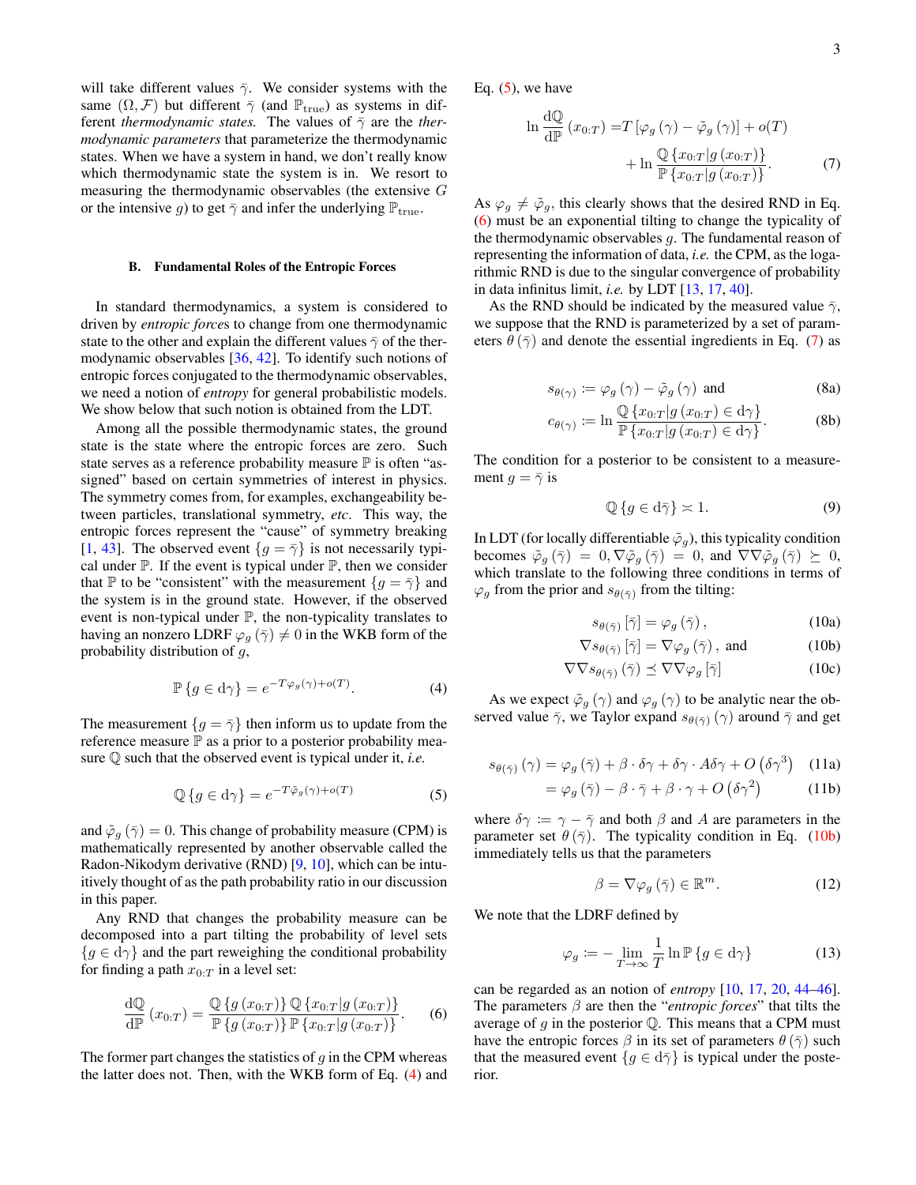will take different values $\bar{\gamma}$. We consider systems with the same $(\Omega, \mathcal{F})$ but different $\bar{\gamma}$ (and $\mathbb{P}_{\text{true}}$) as systems in different *thermodynamic states.* The values of $\bar{\gamma}$ are the *thermodynamic parameters* that parameterize the thermodynamic states. When we have a system in hand, we don't really know which thermodynamic state the system is in. We resort to measuring the thermodynamic observables (the extensive $G$ or the intensive $g$) to get $\bar{\gamma}$ and infer the underlying $\mathbb{P}_{\text{true}}$.

### B. Fundamental Roles of the Entropic Forces

In standard thermodynamics, a system is considered to driven by *entropic force*s to change from one thermodynamic state to the other and explain the different values $\bar{\gamma}$ of the thermodynamic observables [36, 42]. To identify such notions of entropic forces conjugated to the thermodynamic observables, we need a notion of *entropy* for general probabilistic models. We show below that such notion is obtained from the LDT.

Among all the possible thermodynamic states, the ground state is the state where the entropic forces are zero. Such state serves as a reference probability measure $\mathbb{P}$ is often "assigned" based on certain symmetries of interest in physics. The symmetry comes from, for examples, exchangeability between particles, translational symmetry, *etc*. This way, the entropic forces represent the "cause" of symmetry breaking [1, 43]. The observed event $\{g = \bar{\gamma}\}$ is not necessarily typical under $\mathbb{P}$. If the event is typical under $\mathbb{P}$, then we consider that $\mathbb{P}$ to be "consistent" with the measurement $\{g = \bar{\gamma}\}$ and the system is in the ground state. However, if the observed event is non-typical under $\mathbb{P}$, the non-typicality translates to having an nonzero LDRF $\varphi_g(\bar{\gamma}) \neq 0$ in the WKB form of the probability distribution of $g$,

$$\mathbb{P}\{g \in \mathrm{d}\gamma\} = e^{-T\varphi_g(\gamma)+o(T)}. \tag{4}$$

The measurement $\{g = \bar{\gamma}\}$ then inform us to update from the reference measure $\mathbb{P}$ as a prior to a posterior probability measure $\mathbb{Q}$ such that the observed event is typical under it, *i.e.*

$$\mathbb{Q}\{g \in \mathrm{d}\gamma\} = e^{-T\tilde{\varphi}_g(\gamma)+o(T)} \tag{5}$$

and $\tilde{\varphi}_g(\bar{\gamma}) = 0$. This change of probability measure (CPM) is mathematically represented by another observable called the Radon-Nikodym derivative (RND) [9, 10], which can be intuitively thought of as the path probability ratio in our discussion in this paper.

Any RND that changes the probability measure can be decomposed into a part tilting the probability of level sets $\{g \in \mathrm{d}\gamma\}$ and the part reweighing the conditional probability for finding a path $x_{0:T}$ in a level set:

$$\frac{\mathrm{d}\mathbb{Q}}{\mathrm{d}\mathbb{P}}(x_{0:T}) = \frac{\mathbb{Q}\{g(x_{0:T})\}\,\mathbb{Q}\{x_{0:T}|g(x_{0:T})\}}{\mathbb{P}\{g(x_{0:T})\}\,\mathbb{P}\{x_{0:T}|g(x_{0:T})\}}. \tag{6}$$

The former part changes the statistics of $g$ in the CPM whereas the latter does not. Then, with the WKB form of Eq. (4) and Eq. (5), we have

$$\begin{aligned}\ln\frac{\mathrm{d}\mathbb{Q}}{\mathrm{d}\mathbb{P}}(x_{0:T}) =& T\left[\varphi_g(\gamma) - \tilde{\varphi}_g(\gamma)\right] + o(T) \\ &+ \ln\frac{\mathbb{Q}\{x_{0:T}|g(x_{0:T})\}}{\mathbb{P}\{x_{0:T}|g(x_{0:T})\}}.\end{aligned} \tag{7}$$

As $\varphi_g \neq \tilde{\varphi}_g$, this clearly shows that the desired RND in Eq. (6) must be an exponential tilting to change the typicality of the thermodynamic observables $g$. The fundamental reason of representing the information of data, *i.e.* the CPM, as the logarithmic RND is due to the singular convergence of probability in data infinitus limit, *i.e.* by LDT [13, 17, 40].

As the RND should be indicated by the measured value $\bar{\gamma}$, we suppose that the RND is parameterized by a set of parameters $\theta(\bar{\gamma})$ and denote the essential ingredients in Eq. (7) as

$$s_{\theta(\gamma)} := \varphi_g(\gamma) - \tilde{\varphi}_g(\gamma) \text{ and} \tag{8a}$$

$$c_{\theta(\gamma)} := \ln\frac{\mathbb{Q}\{x_{0:T}|g(x_{0:T}) \in \mathrm{d}\gamma\}}{\mathbb{P}\{x_{0:T}|g(x_{0:T}) \in \mathrm{d}\gamma\}}. \tag{8b}$$

The condition for a posterior to be consistent to a measurement $g = \bar{\gamma}$ is

$$\mathbb{Q}\{g \in \mathrm{d}\bar{\gamma}\} \asymp 1. \tag{9}$$

In LDT (for locally differentiable $\tilde{\varphi}_g$), this typicality condition becomes $\tilde{\varphi}_g(\bar{\gamma}) = 0, \nabla\tilde{\varphi}_g(\bar{\gamma}) = 0$, and $\nabla\nabla\tilde{\varphi}_g(\bar{\gamma}) \succeq 0$, which translate to the following three conditions in terms of $\varphi_g$ from the prior and $s_{\theta(\bar{\gamma})}$ from the tilting:

$$s_{\theta(\bar{\gamma})}[\bar{\gamma}] = \varphi_g(\bar{\gamma}), \tag{10a}$$

$$\nabla s_{\theta(\bar{\gamma})}[\bar{\gamma}] = \nabla\varphi_g(\bar{\gamma}), \text{ and} \tag{10b}$$

$$\nabla\nabla s_{\theta(\bar{\gamma})}(\bar{\gamma}) \preceq \nabla\nabla\varphi_g[\bar{\gamma}] \tag{10c}$$

As we expect $\tilde{\varphi}_g(\gamma)$ and $\varphi_g(\gamma)$ to be analytic near the observed value $\bar{\gamma}$, we Taylor expand $s_{\theta(\bar{\gamma})}(\gamma)$ around $\bar{\gamma}$ and get

$$s_{\theta(\bar{\gamma})}(\gamma) = \varphi_g(\bar{\gamma}) + \beta\cdot\delta\gamma + \delta\gamma\cdot A\delta\gamma + O\left(\delta\gamma^3\right) \tag{11a}$$

$$= \varphi_g(\bar{\gamma}) - \beta\cdot\bar{\gamma} + \beta\cdot\gamma + O\left(\delta\gamma^2\right) \tag{11b}$$

where $\delta\gamma := \gamma - \bar{\gamma}$ and both $\beta$ and $A$ are parameters in the parameter set $\theta(\bar{\gamma})$. The typicality condition in Eq. (10b) immediately tells us that the parameters

$$\beta = \nabla\varphi_g(\bar{\gamma}) \in \mathbb{R}^m. \tag{12}$$

We note that the LDRF defined by

$$\varphi_g := -\lim_{T\to\infty}\frac{1}{T}\ln\mathbb{P}\{g \in \mathrm{d}\gamma\} \tag{13}$$

can be regarded as an notion of *entropy* [10, 17, 20, 44–46]. The parameters $\beta$ are then the "*entropic forces*" that tilts the average of $g$ in the posterior $\mathbb{Q}$. This means that a CPM must have the entropic forces $\beta$ in its set of parameters $\theta(\bar{\gamma})$ such that the measured event $\{g \in \mathrm{d}\bar{\gamma}\}$ is typical under the posterior.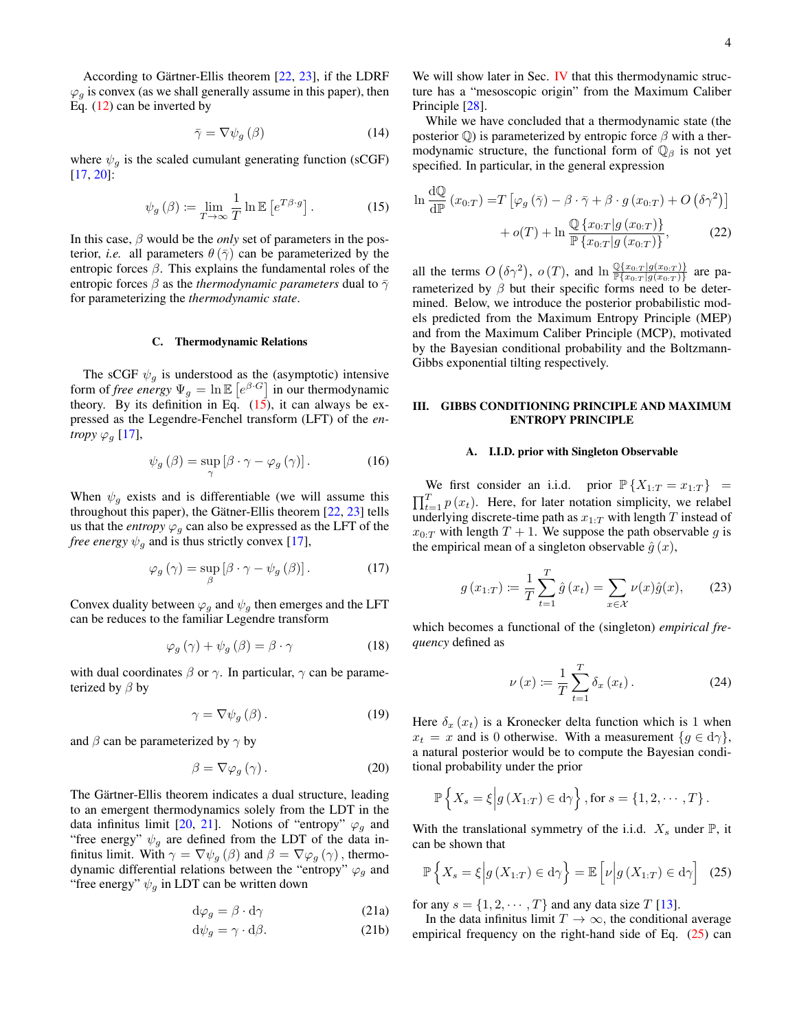According to Gärtner-Ellis theorem [22, 23], if the LDRF $\varphi_g$ is convex (as we shall generally assume in this paper), then Eq. (12) can be inverted by

$$\bar{\gamma} = \nabla\psi_g\left(\beta\right) \tag{14}$$

where $\psi_g$ is the scaled cumulant generating function (sCGF) [17, 20]:

$$\psi_g\left(\beta\right) := \lim_{T\to\infty}\frac{1}{T}\ln\mathbb{E}\left[e^{T\beta\cdot g}\right]. \tag{15}$$

In this case, $\beta$ would be the *only* set of parameters in the posterior, *i.e.* all parameters $\theta\left(\bar{\gamma}\right)$ can be parameterized by the entropic forces $\beta$. This explains the fundamental roles of the entropic forces $\beta$ as the *thermodynamic parameters* dual to $\bar{\gamma}$ for parameterizing the *thermodynamic state*.

### C. Thermodynamic Relations

The sCGF $\psi_g$ is understood as the (asymptotic) intensive form of *free energy* $\Psi_g = \ln\mathbb{E}\left[e^{\beta\cdot G}\right]$ in our thermodynamic theory. By its definition in Eq. (15), it can always be expressed as the Legendre-Fenchel transform (LFT) of the *entropy* $\varphi_g$ [17],

$$\psi_g\left(\beta\right) = \sup_{\gamma}\left[\beta\cdot\gamma - \varphi_g\left(\gamma\right)\right]. \tag{16}$$

When $\psi_g$ exists and is differentiable (we will assume this throughout this paper), the Gätner-Ellis theorem [22, 23] tells us that the *entropy* $\varphi_g$ can also be expressed as the LFT of the *free energy* $\psi_g$ and is thus strictly convex [17],

$$\varphi_g\left(\gamma\right) = \sup_{\beta}\left[\beta\cdot\gamma - \psi_g\left(\beta\right)\right]. \tag{17}$$

Convex duality between $\varphi_g$ and $\psi_g$ then emerges and the LFT can be reduces to the familiar Legendre transform

$$\varphi_g\left(\gamma\right) + \psi_g\left(\beta\right) = \beta\cdot\gamma \tag{18}$$

with dual coordinates $\beta$ or $\gamma$. In particular, $\gamma$ can be parameterized by $\beta$ by

$$\gamma = \nabla\psi_g\left(\beta\right). \tag{19}$$

and $\beta$ can be parameterized by $\gamma$ by

$$\beta = \nabla\varphi_g\left(\gamma\right). \tag{20}$$

The Gärtner-Ellis theorem indicates a dual structure, leading to an emergent thermodynamics solely from the LDT in the data infinitus limit [20, 21]. Notions of "entropy" $\varphi_g$ and "free energy" $\psi_g$ are defined from the LDT of the data infinitus limit. With $\gamma = \nabla\psi_g\left(\beta\right)$ and $\beta = \nabla\varphi_g\left(\gamma\right)$, thermodynamic differential relations between the "entropy" $\varphi_g$ and "free energy" $\psi_g$ in LDT can be written down

$$\mathrm{d}\varphi_g = \beta\cdot\mathrm{d}\gamma \tag{21a}$$

$$\mathrm{d}\psi_g = \gamma\cdot\mathrm{d}\beta. \tag{21b}$$

We will show later in Sec. IV that this thermodynamic structure has a "mesoscopic origin" from the Maximum Caliber Principle [28].

While we have concluded that a thermodynamic state (the posterior $\mathbb{Q}$) is parameterized by entropic force $\beta$ with a thermodynamic structure, the functional form of $\mathbb{Q}_\beta$ is not yet specified. In particular, in the general expression

$$\begin{aligned}\ln\frac{\mathrm{d}\mathbb{Q}}{\mathrm{d}\mathbb{P}}\left(x_{0:T}\right) =& T\left[\varphi_g\left(\bar{\gamma}\right) - \beta\cdot\bar{\gamma} + \beta\cdot g\left(x_{0:T}\right) + O\left(\delta\gamma^2\right)\right] \\ &+ o(T) + \ln\frac{\mathbb{Q}\left\{x_{0:T}|g\left(x_{0:T}\right)\right\}}{\mathbb{P}\left\{x_{0:T}|g\left(x_{0:T}\right)\right\}},\end{aligned} \tag{22}$$

all the terms $O\left(\delta\gamma^2\right)$, $o\left(T\right)$, and $\ln\frac{\mathbb{Q}\left\{x_{0:T}|g\left(x_{0:T}\right)\right\}}{\mathbb{P}\left\{x_{0:T}|g\left(x_{0:T}\right)\right\}}$ are parameterized by $\beta$ but their specific forms need to be determined. Below, we introduce the posterior probabilistic models predicted from the Maximum Entropy Principle (MEP) and from the Maximum Caliber Principle (MCP), motivated by the Bayesian conditional probability and the Boltzmann-Gibbs exponential tilting respectively.

## III. GIBBS CONDITIONING PRINCIPLE AND MAXIMUM ENTROPY PRINCIPLE

### A. I.I.D. prior with Singleton Observable

We first consider an i.i.d. prior $\mathbb{P}\left\{X_{1:T} = x_{1:T}\right\} = \prod_{t=1}^{T}p\left(x_t\right)$. Here, for later notation simplicity, we relabel underlying discrete-time path as $x_{1:T}$ with length $T$ instead of $x_{0:T}$ with length $T+1$. We suppose the path observable $g$ is the empirical mean of a singleton observable $\hat{g}\left(x\right)$,

$$g\left(x_{1:T}\right) := \frac{1}{T}\sum_{t=1}^{T}\hat{g}\left(x_t\right) = \sum_{x\in\mathcal{X}}\nu(x)\hat{g}(x), \tag{23}$$

which becomes a functional of the (singleton) *empirical frequency* defined as

$$\nu\left(x\right) := \frac{1}{T}\sum_{t=1}^{T}\delta_x\left(x_t\right). \tag{24}$$

Here $\delta_x\left(x_t\right)$ is a Kronecker delta function which is 1 when $x_t = x$ and is 0 otherwise. With a measurement $\{g\in\mathrm{d}\gamma\}$, a natural posterior would be to compute the Bayesian conditional probability under the prior

$$\mathbb{P}\left\{X_s = \xi\middle|g\left(X_{1:T}\right)\in\mathrm{d}\gamma\right\}, \text{for } s = \{1, 2, \cdots, T\}.$$

With the translational symmetry of the i.i.d. $X_s$ under $\mathbb{P}$, it can be shown that

$$\mathbb{P}\left\{X_s = \xi\middle|g\left(X_{1:T}\right)\in\mathrm{d}\gamma\right\} = \mathbb{E}\left[\nu\middle|g\left(X_{1:T}\right)\in\mathrm{d}\gamma\right] \tag{25}$$

for any $s = \{1, 2, \cdots, T\}$ and any data size $T$ [13].

In the data infinitus limit $T\to\infty$, the conditional average empirical frequency on the right-hand side of Eq. (25) can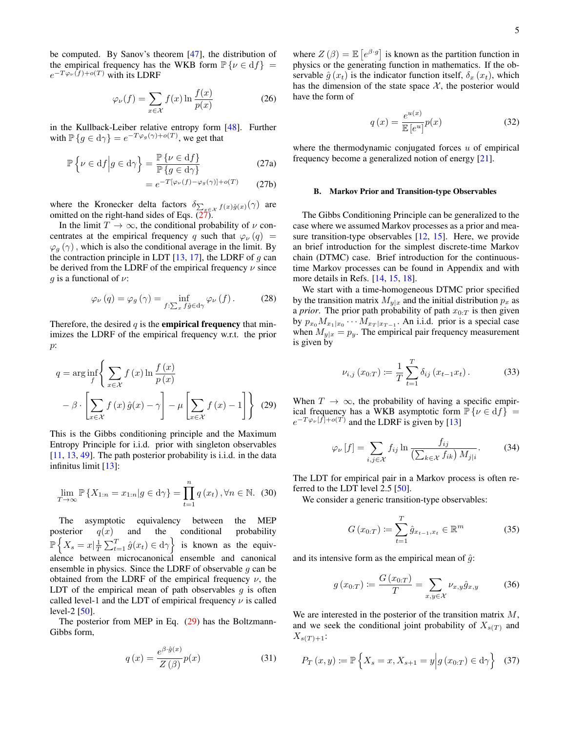be computed. By Sanov's theorem [47], the distribution of the empirical frequency has the WKB form $\mathbb{P}\{\nu \in \mathrm{d}f\} = e^{-T\varphi_\nu(f)+o(T)}$ with its LDRF

$$\varphi_\nu(f) = \sum_{x\in\mathcal{X}} f(x) \ln \frac{f(x)}{p(x)} \tag{26}$$

in the Kullback-Leiber relative entropy form [48]. Further with $\mathbb{P}\{g \in \mathrm{d}\gamma\} = e^{-T\varphi_g(\gamma)+o(T)}$, we get that

$$\mathbb{P}\left\{\nu \in \mathrm{d}f \middle| g \in \mathrm{d}\gamma\right\} = \frac{\mathbb{P}\{\nu \in \mathrm{d}f\}}{\mathbb{P}\{g \in \mathrm{d}\gamma\}} \tag{27a}$$

$$= e^{-T[\varphi_\nu(f) - \varphi_g(\gamma)] + o(T)} \tag{27b}$$

where the Kronecker delta factors $\delta_{\sum_{x\in\mathcal{X}} f(x)\hat{g}(x)}(\gamma)$ are omitted on the right-hand sides of Eqs. (27).

In the limit $T \to \infty$, the conditional probability of $\nu$ concentrates at the empirical frequency $q$ such that $\varphi_\nu(q) = \varphi_g(\gamma)$, which is also the conditional average in the limit. By the contraction principle in LDT [13, 17], the LDRF of $g$ can be derived from the LDRF of the empirical frequency $\nu$ since $g$ is a functional of $\nu$:

$$\varphi_\nu(q) = \varphi_g(\gamma) = \inf_{f:\sum_x f\hat{g} \in \mathrm{d}\gamma} \varphi_\nu(f). \tag{28}$$

Therefore, the desired $q$ is the **empirical frequency** that minimizes the LDRF of the empirical frequency w.r.t. the prior $p$:

$$q = \arg\inf_f \left\{ \sum_{x\in\mathcal{X}} f(x) \ln \frac{f(x)}{p(x)} - \beta \cdot \left[ \sum_{x\in\mathcal{X}} f(x)\hat{g}(x) - \gamma \right] - \mu \left[ \sum_{x\in\mathcal{X}} f(x) - 1 \right] \right\} \tag{29}$$

This is the Gibbs conditioning principle and the Maximum Entropy Principle for i.i.d. prior with singleton observables [11, 13, 49]. The path posterior probability is i.i.d. in the data infinitus limit [13]:

$$\lim_{T\to\infty} \mathbb{P}\{X_{1:n} = x_{1:n} | g \in \mathrm{d}\gamma\} = \prod_{t=1}^{n} q(x_t), \forall n \in \mathbb{N}. \tag{30}$$

The asymptotic equivalency between the MEP posterior $q(x)$ and the conditional probability $\mathbb{P}\left\{X_s = x | \frac{1}{T}\sum_{t=1}^{T} \hat{g}(x_t) \in \mathrm{d}\gamma\right\}$ is known as the equivalence between microcanonical ensemble and canonical ensemble in physics. Since the LDRF of observable $g$ can be obtained from the LDRF of the empirical frequency $\nu$, the LDT of the empirical mean of path observables $g$ is often called level-1 and the LDT of empirical frequency $\nu$ is called level-2 [50].

The posterior from MEP in Eq. (29) has the Boltzmann-Gibbs form,

$$q(x) = \frac{e^{\beta\cdot\hat{g}(x)}}{Z(\beta)} p(x) \tag{31}$$

where $Z(\beta) = \mathbb{E}\left[e^{\beta\cdot g}\right]$ is known as the partition function in physics or the generating function in mathematics. If the observable $\hat{g}(x_t)$ is the indicator function itself, $\delta_x(x_t)$, which has the dimension of the state space $\mathcal{X}$, the posterior would have the form of

$$q(x) = \frac{e^{u(x)}}{\mathbb{E}[e^u]} p(x) \tag{32}$$

where the thermodynamic conjugated forces $u$ of empirical frequency become a generalized notion of energy [21].

### B. Markov Prior and Transition-type Observables

The Gibbs Conditioning Principle can be generalized to the case where we assumed Markov processes as a prior and measure transition-type observables [12, 15]. Here, we provide an brief introduction for the simplest discrete-time Markov chain (DTMC) case. Brief introduction for the continuous-time Markov processes can be found in Appendix and with more details in Refs. [14, 15, 18].

We start with a time-homogeneous DTMC prior specified by the transition matrix $M_{y|x}$ and the initial distribution $p_x$ as a *prior*. The prior path probability of path $x_{0:T}$ is then given by $p_{x_0} M_{x_1|x_0} \cdots M_{x_T|x_{T-1}}$. An i.i.d. prior is a special case when $M_{y|x} = p_y$. The empirical pair frequency measurement is given by

$$\nu_{i,j}(x_{0:T}) := \frac{1}{T} \sum_{t=1}^{T} \delta_{ij}(x_{t-1}x_t). \tag{33}$$

When $T \to \infty$, the probability of having a specific empirical frequency has a WKB asymptotic form $\mathbb{P}\{\nu \in \mathrm{d}f\} = e^{-T\varphi_\nu[f]+o(T)}$ and the LDRF is given by [13]

$$\varphi_\nu[f] = \sum_{i,j\in\mathcal{X}} f_{ij} \ln \frac{f_{ij}}{\left(\sum_{k\in\mathcal{X}} f_{ik}\right) M_{j|i}}. \tag{34}$$

The LDT for empirical pair in a Markov process is often referred to the LDT level 2.5 [50].

We consider a generic transition-type observables:

$$G(x_{0:T}) := \sum_{t=1}^{T} \hat{g}_{x_{t-1},x_t} \in \mathbb{R}^m \tag{35}$$

and its intensive form as the empirical mean of $\hat{g}$:

$$g(x_{0:T}) := \frac{G(x_{0:T})}{T} = \sum_{x,y\in\mathcal{X}} \nu_{x,y} \hat{g}_{x,y} \tag{36}$$

We are interested in the posterior of the transition matrix $M$, and we seek the conditional joint probability of $X_{s(T)}$ and $X_{s(T)+1}$:

$$P_T(x,y) := \mathbb{P}\left\{X_s = x, X_{s+1} = y \middle| g(x_{0:T}) \in \mathrm{d}\gamma\right\} \tag{37}$$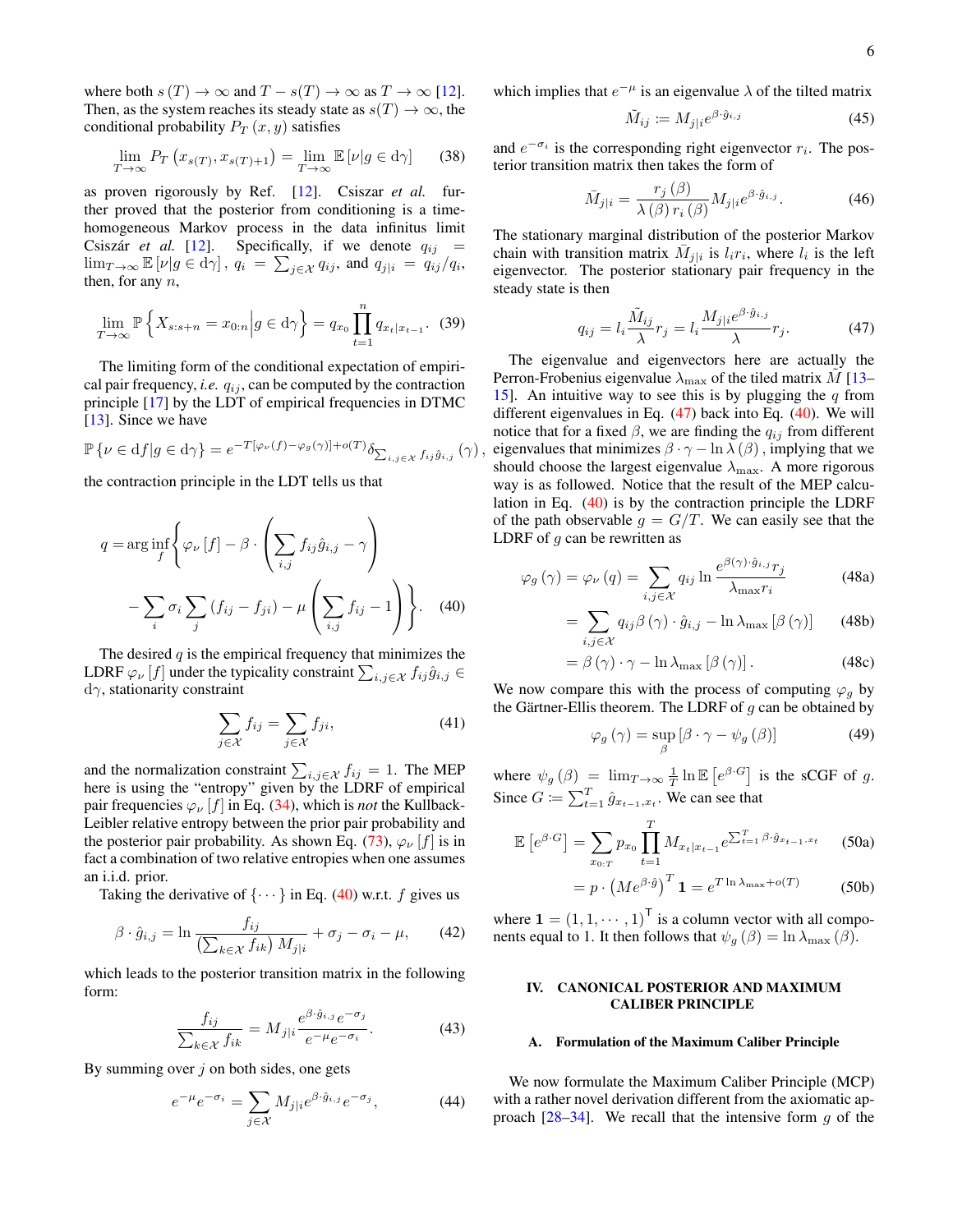where both $s(T) \to \infty$ and $T - s(T) \to \infty$ as $T \to \infty$ [12]. Then, as the system reaches its steady state as $s(T) \to \infty$, the conditional probability $P_T(x, y)$ satisfies

$$\lim_{T\to\infty} P_T\left(x_{s(T)}, x_{s(T)+1}\right) = \lim_{T\to\infty} \mathbb{E}\left[\nu | g \in \mathrm{d}\gamma\right] \tag{38}$$

as proven rigorously by Ref. [12]. Csiszar *et al.* further proved that the posterior from conditioning is a time-homogeneous Markov process in the data infinitus limit Csiszár *et al.* [12]. Specifically, if we denote $q_{ij} = \lim_{T\to\infty} \mathbb{E}\left[\nu | g \in \mathrm{d}\gamma\right]$, $q_i = \sum_{j\in\mathcal{X}} q_{ij}$, and $q_{j|i} = q_{ij}/q_i$, then, for any $n$,

$$\lim_{T\to\infty} \mathbb{P}\left\{X_{s:s+n} = x_{0:n} \middle| g \in \mathrm{d}\gamma\right\} = q_{x_0} \prod_{t=1}^{n} q_{x_t | x_{t-1}}. \tag{39}$$

The limiting form of the conditional expectation of empirical pair frequency, *i.e.* $q_{ij}$, can be computed by the contraction principle [17] by the LDT of empirical frequencies in DTMC [13]. Since we have

$$\mathbb{P}\left\{\nu \in \mathrm{d}f | g \in \mathrm{d}\gamma\right\} = e^{-T[\varphi_\nu(f) - \varphi_g(\gamma)] + o(T)} \delta_{\sum_{i,j\in\mathcal{X}} f_{ij}\hat{g}_{i,j}}(\gamma),$$

the contraction principle in the LDT tells us that

$$q = \arg\inf_f \Bigg\{ \varphi_\nu[f] - \beta \cdot \left( \sum_{i,j} f_{ij}\hat{g}_{i,j} - \gamma \right) - \sum_i \sigma_i \sum_j (f_{ij} - f_{ji}) - \mu \left( \sum_{i,j} f_{ij} - 1 \right) \Bigg\}. \tag{40}$$

The desired $q$ is the empirical frequency that minimizes the LDRF $\varphi_\nu[f]$ under the typicality constraint $\sum_{i,j\in\mathcal{X}} f_{ij}\hat{g}_{i,j} \in \mathrm{d}\gamma$, stationarity constraint

$$\sum_{j\in\mathcal{X}} f_{ij} = \sum_{j\in\mathcal{X}} f_{ji}, \tag{41}$$

and the normalization constraint $\sum_{i,j\in\mathcal{X}} f_{ij} = 1$. The MEP here is using the "entropy" given by the LDRF of empirical pair frequencies $\varphi_\nu[f]$ in Eq. (34), which is *not* the Kullback-Leibler relative entropy between the prior pair probability and the posterior pair probability. As shown Eq. (73), $\varphi_\nu[f]$ is in fact a combination of two relative entropies when one assumes an i.i.d. prior.

Taking the derivative of $\{\cdots\}$ in Eq. (40) w.r.t. $f$ gives us

$$\beta \cdot \hat{g}_{i,j} = \ln \frac{f_{ij}}{\left(\sum_{k\in\mathcal{X}} f_{ik}\right) M_{j|i}} + \sigma_j - \sigma_i - \mu, \tag{42}$$

which leads to the posterior transition matrix in the following form:

$$\frac{f_{ij}}{\sum_{k\in\mathcal{X}} f_{ik}} = M_{j|i} \frac{e^{\beta\cdot\hat{g}_{i,j}} e^{-\sigma_j}}{e^{-\mu} e^{-\sigma_i}}. \tag{43}$$

By summing over $j$ on both sides, one gets

$$e^{-\mu} e^{-\sigma_i} = \sum_{j\in\mathcal{X}} M_{j|i} e^{\beta\cdot\hat{g}_{i,j}} e^{-\sigma_j}, \tag{44}$$

which implies that $e^{-\mu}$ is an eigenvalue $\lambda$ of the tilted matrix

$$\tilde{M}_{ij} := M_{j|i} e^{\beta\cdot\hat{g}_{i,j}} \tag{45}$$

and $e^{-\sigma_i}$ is the corresponding right eigenvector $r_i$. The posterior transition matrix then takes the form of

$$\bar{M}_{j|i} = \frac{r_j(\beta)}{\lambda(\beta)\, r_i(\beta)} M_{j|i} e^{\beta\cdot\hat{g}_{i,j}}. \tag{46}$$

The stationary marginal distribution of the posterior Markov chain with transition matrix $\bar{M}_{j|i}$ is $l_i r_i$, where $l_i$ is the left eigenvector. The posterior stationary pair frequency in the steady state is then

$$q_{ij} = l_i \frac{\tilde{M}_{ij}}{\lambda} r_j = l_i \frac{M_{j|i} e^{\beta\cdot\hat{g}_{i,j}}}{\lambda} r_j. \tag{47}$$

The eigenvalue and eigenvectors here are actually the Perron-Frobenius eigenvalue $\lambda_{\max}$ of the tiled matrix $\tilde{M}$ [13–15]. An intuitive way to see this is by plugging the $q$ from different eigenvalues in Eq. (47) back into Eq. (40). We will notice that for a fixed $\beta$, we are finding the $q_{ij}$ from different eigenvalues that minimizes $\beta \cdot \gamma - \ln \lambda(\beta)$, implying that we should choose the largest eigenvalue $\lambda_{\max}$. A more rigorous way is as followed. Notice that the result of the MEP calculation in Eq. (40) is by the contraction principle the LDRF of the path observable $g = G/T$. We can easily see that the LDRF of $g$ can be rewritten as

$$\begin{aligned}
\varphi_g(\gamma) = \varphi_\nu(q) &= \sum_{i,j\in\mathcal{X}} q_{ij} \ln \frac{e^{\beta(\gamma)\cdot\hat{g}_{i,j}} r_j}{\lambda_{\max} r_i} && \text{(48a)}\\
&= \sum_{i,j\in\mathcal{X}} q_{ij} \beta(\gamma) \cdot \hat{g}_{i,j} - \ln \lambda_{\max}[\beta(\gamma)] && \text{(48b)}\\
&= \beta(\gamma) \cdot \gamma - \ln \lambda_{\max}[\beta(\gamma)]. && \text{(48c)}
\end{aligned}$$

We now compare this with the process of computing $\varphi_g$ by the Gärtner-Ellis theorem. The LDRF of $g$ can be obtained by

$$\varphi_g(\gamma) = \sup_\beta \left[\beta \cdot \gamma - \psi_g(\beta)\right] \tag{49}$$

where $\psi_g(\beta) = \lim_{T\to\infty} \frac{1}{T} \ln \mathbb{E}\left[e^{\beta\cdot G}\right]$ is the sCGF of $g$. Since $G := \sum_{t=1}^{T} \hat{g}_{x_{t-1},x_t}$. We can see that

$$\begin{aligned}
\mathbb{E}\left[e^{\beta\cdot G}\right] &= \sum_{x_{0:T}} p_{x_0} \prod_{t=1}^{T} M_{x_t|x_{t-1}} e^{\sum_{t=1}^{T} \beta\cdot\hat{g}_{x_{t-1},x_t}} && \text{(50a)}\\
&= p \cdot \left(M e^{\beta\cdot\hat{g}}\right)^T \mathbf{1} = e^{T \ln \lambda_{\max} + o(T)} && \text{(50b)}
\end{aligned}$$

where $\mathbf{1} = (1, 1, \cdots, 1)^\mathsf{T}$ is a column vector with all components equal to 1. It then follows that $\psi_g(\beta) = \ln \lambda_{\max}(\beta)$.

## IV. CANONICAL POSTERIOR AND MAXIMUM CALIBER PRINCIPLE

### A. Formulation of the Maximum Caliber Principle

We now formulate the Maximum Caliber Principle (MCP) with a rather novel derivation different from the axiomatic approach [28–34]. We recall that the intensive form $g$ of the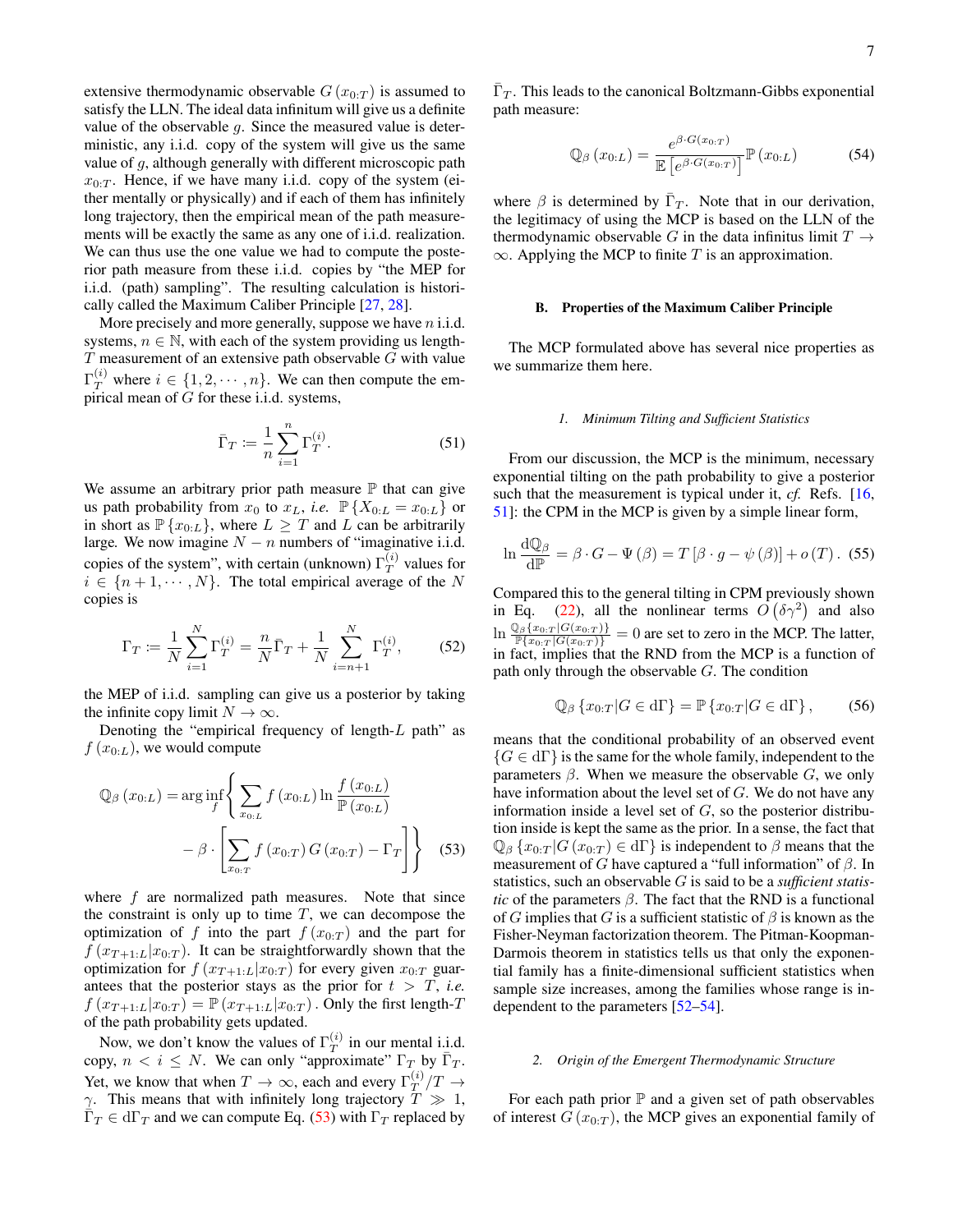extensive thermodynamic observable $G(x_{0:T})$ is assumed to satisfy the LLN. The ideal data infinitum will give us a definite value of the observable $g$. Since the measured value is deterministic, any i.i.d. copy of the system will give us the same value of $g$, although generally with different microscopic path $x_{0:T}$. Hence, if we have many i.i.d. copy of the system (either mentally or physically) and if each of them has infinitely long trajectory, then the empirical mean of the path measurements will be exactly the same as any one of i.i.d. realization. We can thus use the one value we had to compute the posterior path measure from these i.i.d. copies by "the MEP for i.i.d. (path) sampling". The resulting calculation is historically called the Maximum Caliber Principle [27, 28].

More precisely and more generally, suppose we have $n$ i.i.d. systems, $n \in \mathbb{N}$, with each of the system providing us length-$T$ measurement of an extensive path observable $G$ with value $\Gamma_T^{(i)}$ where $i \in \{1, 2, \cdots, n\}$. We can then compute the empirical mean of $G$ for these i.i.d. systems,

$$\bar{\Gamma}_T := \frac{1}{n} \sum_{i=1}^{n} \Gamma_T^{(i)}. \tag{51}$$

We assume an arbitrary prior path measure $\mathbb{P}$ that can give us path probability from $x_0$ to $x_L$, *i.e.* $\mathbb{P}\{X_{0:L} = x_{0:L}\}$ or in short as $\mathbb{P}\{x_{0:L}\}$, where $L \geq T$ and $L$ can be arbitrarily large. We now imagine $N - n$ numbers of "imaginative i.i.d. copies of the system", with certain (unknown) $\Gamma_T^{(i)}$ values for $i \in \{n+1, \cdots, N\}$. The total empirical average of the $N$ copies is

$$\Gamma_T := \frac{1}{N} \sum_{i=1}^{N} \Gamma_T^{(i)} = \frac{n}{N} \bar{\Gamma}_T + \frac{1}{N} \sum_{i=n+1}^{N} \Gamma_T^{(i)}, \tag{52}$$

the MEP of i.i.d. sampling can give us a posterior by taking the infinite copy limit $N \to \infty$.

Denoting the "empirical frequency of length-$L$ path" as $f(x_{0:L})$, we would compute

$$\mathbb{Q}_\beta(x_{0:L}) = \arg\inf_f \left\{ \sum_{x_{0:L}} f(x_{0:L}) \ln \frac{f(x_{0:L})}{\mathbb{P}(x_{0:L})} - \beta \cdot \left[ \sum_{x_{0:T}} f(x_{0:T}) G(x_{0:T}) - \Gamma_T \right] \right\} \tag{53}$$

where $f$ are normalized path measures. Note that since the constraint is only up to time $T$, we can decompose the optimization of $f$ into the part $f(x_{0:T})$ and the part for $f(x_{T+1:L}|x_{0:T})$. It can be straightforwardly shown that the optimization for $f(x_{T+1:L}|x_{0:T})$ for every given $x_{0:T}$ guarantees that the posterior stays as the prior for $t > T$, *i.e.* $f(x_{T+1:L}|x_{0:T}) = \mathbb{P}(x_{T+1:L}|x_{0:T})$. Only the first length-$T$ of the path probability gets updated.

Now, we don't know the values of $\Gamma_T^{(i)}$ in our mental i.i.d. copy, $n < i \leq N$. We can only "approximate" $\Gamma_T$ by $\bar{\Gamma}_T$. Yet, we know that when $T \to \infty$, each and every $\Gamma_T^{(i)}/T \to \gamma$. This means that with infinitely long trajectory $T \gg 1$, $\bar{\Gamma}_T \in \mathrm{d}\Gamma_T$ and we can compute Eq. (53) with $\Gamma_T$ replaced by $\bar{\Gamma}_T$. This leads to the canonical Boltzmann-Gibbs exponential path measure:

$$\mathbb{Q}_\beta(x_{0:L}) = \frac{e^{\beta \cdot G(x_{0:T})}}{\mathbb{E}\left[e^{\beta \cdot G(x_{0:T})}\right]} \mathbb{P}(x_{0:L}) \tag{54}$$

where $\beta$ is determined by $\bar{\Gamma}_T$. Note that in our derivation, the legitimacy of using the MCP is based on the LLN of the thermodynamic observable $G$ in the data infinitus limit $T \to \infty$. Applying the MCP to finite $T$ is an approximation.

### B. Properties of the Maximum Caliber Principle

The MCP formulated above has several nice properties as we summarize them here.

#### 1. Minimum Tilting and Sufficient Statistics

From our discussion, the MCP is the minimum, necessary exponential tilting on the path probability to give a posterior such that the measurement is typical under it, *cf.* Refs. [16, 51]: the CPM in the MCP is given by a simple linear form,

$$\ln \frac{\mathrm{d}\mathbb{Q}_\beta}{\mathrm{d}\mathbb{P}} = \beta \cdot G - \Psi(\beta) = T\left[\beta \cdot g - \psi(\beta)\right] + o(T). \tag{55}$$

Compared this to the general tilting in CPM previously shown in Eq. (22), all the nonlinear terms $O\left(\delta\gamma^2\right)$ and also $\ln \frac{\mathbb{Q}_\beta\{x_{0:T}|G(x_{0:T})\}}{\mathbb{P}\{x_{0:T}|G(x_{0:T})\}} = 0$ are set to zero in the MCP. The latter, in fact, implies that the RND from the MCP is a function of path only through the observable $G$. The condition

$$\mathbb{Q}_\beta\{x_{0:T}|G \in \mathrm{d}\Gamma\} = \mathbb{P}\{x_{0:T}|G \in \mathrm{d}\Gamma\}, \tag{56}$$

means that the conditional probability of an observed event $\{G \in \mathrm{d}\Gamma\}$ is the same for the whole family, independent to the parameters $\beta$. When we measure the observable $G$, we only have information about the level set of $G$. We do not have any information inside a level set of $G$, so the posterior distribution inside is kept the same as the prior. In a sense, the fact that $\mathbb{Q}_\beta\{x_{0:T}|G(x_{0:T}) \in \mathrm{d}\Gamma\}$ is independent to $\beta$ means that the measurement of $G$ have captured a "full information" of $\beta$. In statistics, such an observable $G$ is said to be a *sufficient statistic* of the parameters $\beta$. The fact that the RND is a functional of $G$ implies that $G$ is a sufficient statistic of $\beta$ is known as the Fisher-Neyman factorization theorem. The Pitman-Koopman-Darmois theorem in statistics tells us that only the exponential family has a finite-dimensional sufficient statistics when sample size increases, among the families whose range is independent to the parameters [52–54].

#### 2. Origin of the Emergent Thermodynamic Structure

For each path prior $\mathbb{P}$ and a given set of path observables of interest $G(x_{0:T})$, the MCP gives an exponential family of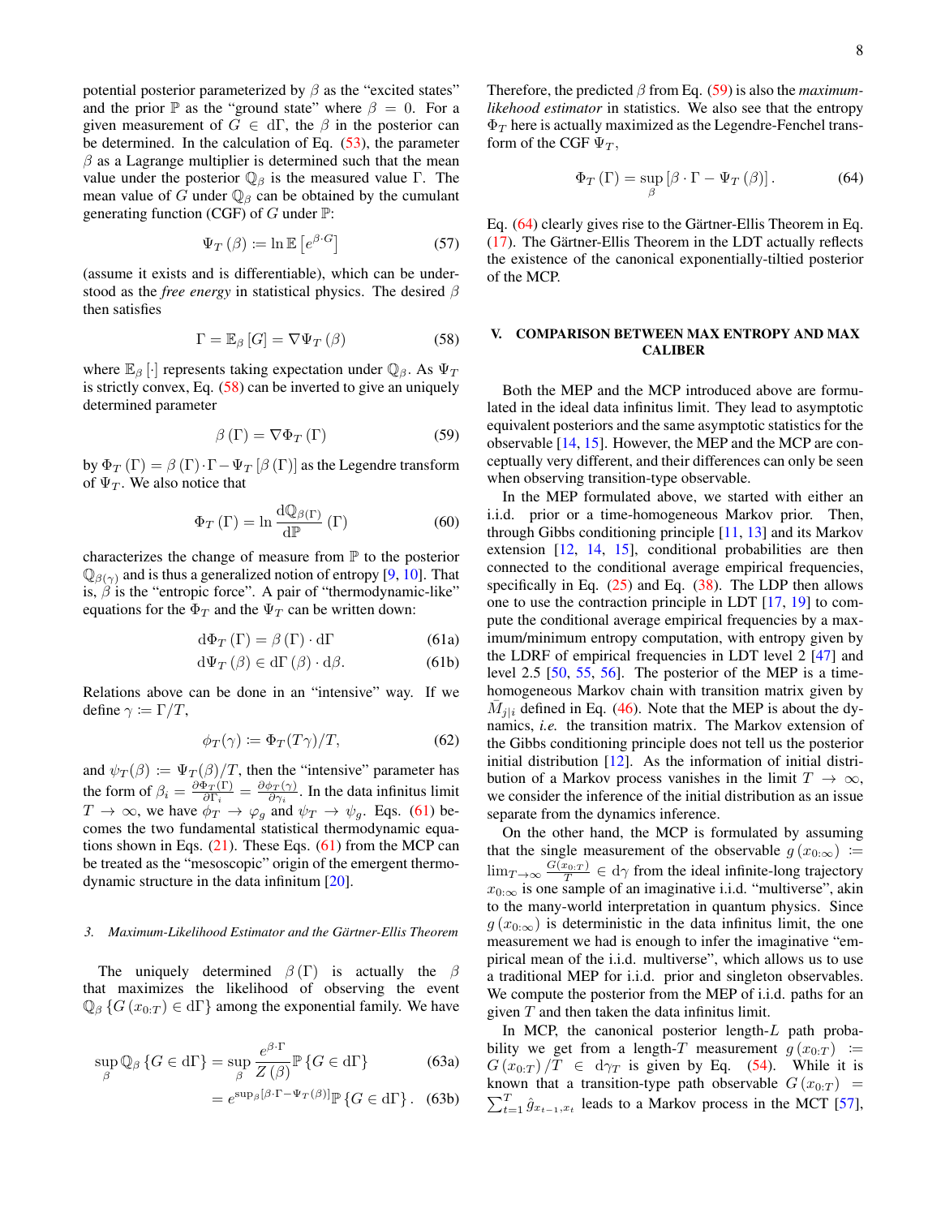potential posterior parameterized by $\beta$ as the "excited states" and the prior $\mathbb{P}$ as the "ground state" where $\beta = 0$. For a given measurement of $G \in \mathrm{d}\Gamma$, the $\beta$ in the posterior can be determined. In the calculation of Eq. (53), the parameter $\beta$ as a Lagrange multiplier is determined such that the mean value under the posterior $\mathbb{Q}_\beta$ is the measured value $\Gamma$. The mean value of $G$ under $\mathbb{Q}_\beta$ can be obtained by the cumulant generating function (CGF) of $G$ under $\mathbb{P}$:

$$\Psi_T(\beta) := \ln \mathbb{E}\left[e^{\beta\cdot G}\right] \tag{57}$$

(assume it exists and is differentiable), which can be understood as the *free energy* in statistical physics. The desired $\beta$ then satisfies

$$\Gamma = \mathbb{E}_\beta[G] = \nabla\Psi_T(\beta) \tag{58}$$

where $\mathbb{E}_\beta[\cdot]$ represents taking expectation under $\mathbb{Q}_\beta$. As $\Psi_T$ is strictly convex, Eq. (58) can be inverted to give an uniquely determined parameter

$$\beta(\Gamma) = \nabla\Phi_T(\Gamma) \tag{59}$$

by $\Phi_T(\Gamma) = \beta(\Gamma)\cdot\Gamma - \Psi_T[\beta(\Gamma)]$ as the Legendre transform of $\Psi_T$. We also notice that

$$\Phi_T(\Gamma) = \ln \frac{\mathrm{d}\mathbb{Q}_{\beta(\Gamma)}}{\mathrm{d}\mathbb{P}}(\Gamma) \tag{60}$$

characterizes the change of measure from $\mathbb{P}$ to the posterior $\mathbb{Q}_{\beta(\gamma)}$ and is thus a generalized notion of entropy [9, 10]. That is, $\beta$ is the "entropic force". A pair of "thermodynamic-like" equations for the $\Phi_T$ and the $\Psi_T$ can be written down:

$$\mathrm{d}\Phi_T(\Gamma) = \beta(\Gamma)\cdot \mathrm{d}\Gamma \tag{61a}$$

$$\mathrm{d}\Psi_T(\beta) \in \mathrm{d}\Gamma(\beta)\cdot\mathrm{d}\beta. \tag{61b}$$

Relations above can be done in an "intensive" way. If we define $\gamma := \Gamma/T$,

$$\phi_T(\gamma) := \Phi_T(T\gamma)/T, \tag{62}$$

and $\psi_T(\beta) := \Psi_T(\beta)/T$, then the "intensive" parameter has the form of $\beta_i = \frac{\partial\Phi_T(\Gamma)}{\partial\Gamma_i} = \frac{\partial\phi_T(\gamma)}{\partial\gamma_i}$. In the data infinitus limit $T\to\infty$, we have $\phi_T \to \varphi_g$ and $\psi_T \to \psi_g$. Eqs. (61) becomes the two fundamental statistical thermodynamic equations shown in Eqs. (21). These Eqs. (61) from the MCP can be treated as the "mesoscopic" origin of the emergent thermodynamic structure in the data infinitum [20].

### 3. Maximum-Likelihood Estimator and the Gärtner-Ellis Theorem

The uniquely determined $\beta(\Gamma)$ is actually the $\beta$ that maximizes the likelihood of observing the event $\mathbb{Q}_\beta\{G(x_{0:T})\in \mathrm{d}\Gamma\}$ among the exponential family. We have

$$\sup_\beta \mathbb{Q}_\beta\{G\in\mathrm{d}\Gamma\} = \sup_\beta \frac{e^{\beta\cdot\Gamma}}{Z(\beta)}\mathbb{P}\{G\in\mathrm{d}\Gamma\} \tag{63a}$$

$$= e^{\sup_\beta[\beta\cdot\Gamma - \Psi_T(\beta)]}\mathbb{P}\{G\in\mathrm{d}\Gamma\}. \tag{63b}$$

Therefore, the predicted $\beta$ from Eq. (59) is also the *maximum-likehood estimator* in statistics. We also see that the entropy $\Phi_T$ here is actually maximized as the Legendre-Fenchel transform of the CGF $\Psi_T$,

$$\Phi_T(\Gamma) = \sup_\beta\left[\beta\cdot\Gamma - \Psi_T(\beta)\right]. \tag{64}$$

Eq. (64) clearly gives rise to the Gärtner-Ellis Theorem in Eq. (17). The Gärtner-Ellis Theorem in the LDT actually reflects the existence of the canonical exponentially-tiilted posterior of the MCP.

## V. COMPARISON BETWEEN MAX ENTROPY AND MAX CALIBER

Both the MEP and the MCP introduced above are formulated in the ideal data infinitus limit. They lead to asymptotic equivalent posteriors and the same asymptotic statistics for the observable [14, 15]. However, the MEP and the MCP are conceptually very different, and their differences can only be seen when observing transition-type observable.

In the MEP formulated above, we started with either an i.i.d. prior or a time-homogeneous Markov prior. Then, through Gibbs conditioning principle [11, 13] and its Markov extension [12, 14, 15], conditional probabilities are then connected to the conditional average empirical frequencies, specifically in Eq. (25) and Eq. (38). The LDP then allows one to use the contraction principle in LDT [17, 19] to compute the conditional average empirical frequencies by a maximum/minimum entropy computation, with entropy given by the LDRF of empirical frequencies in LDT level 2 [47] and level 2.5 [50, 55, 56]. The posterior of the MEP is a time-homogeneous Markov chain with transition matrix given by $\bar{M}_{j|i}$ defined in Eq. (46). Note that the MEP is about the dynamics, *i.e.* the transition matrix. The Markov extension of the Gibbs conditioning principle does not tell us the posterior initial distribution [12]. As the information of initial distribution of a Markov process vanishes in the limit $T\to\infty$, we consider the inference of the initial distribution as an issue separate from the dynamics inference.

On the other hand, the MCP is formulated by assuming that the single measurement of the observable $g(x_{0:\infty}) := \lim_{T\to\infty}\frac{G(x_{0:T})}{T}\in\mathrm{d}\gamma$ from the ideal infinite-long trajectory $x_{0:\infty}$ is one sample of an imaginative i.i.d. "multiverse", akin to the many-world interpretation in quantum physics. Since $g(x_{0:\infty})$ is deterministic in the data infinitus limit, the one measurement we had is enough to infer the imaginative "empirical mean of the i.i.d. multiverse", which allows us to use a traditional MEP for i.i.d. prior and singleton observables. We compute the posterior from the MEP of i.i.d. paths for a given $T$ and then taken the data infinitus limit.

In MCP, the canonical posterior length-$L$ path probability we get from a length-$T$ measurement $g(x_{0:T}) := G(x_{0:T})/T \in \mathrm{d}\gamma_T$ is given by Eq. (54). While it is known that a transition-type path observable $G(x_{0:T}) = \sum_{t=1}^T \hat{g}_{x_{t-1},x_t}$ leads to a Markov process in the MCT [57],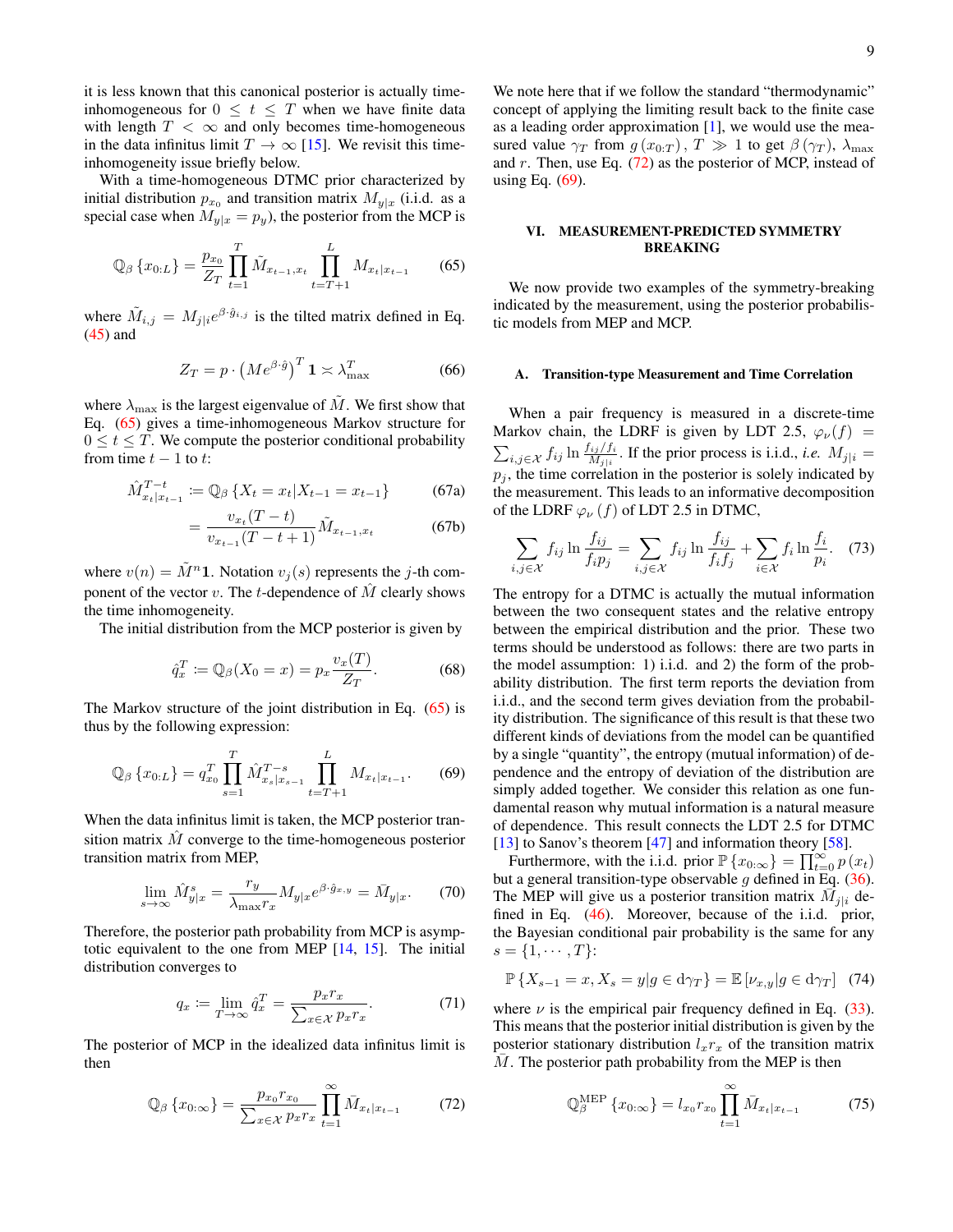it is less known that this canonical posterior is actually time-inhomogeneous for $0 \le t \le T$ when we have finite data with length $T < \infty$ and only becomes time-homogeneous in the data infinitus limit $T \to \infty$ [15]. We revisit this time-inhomogeneity issue briefly below.

With a time-homogeneous DTMC prior characterized by initial distribution $p_{x_0}$ and transition matrix $M_{y|x}$ (i.i.d. as a special case when $M_{y|x} = p_y$), the posterior from the MCP is

$$\mathbb{Q}_\beta \{x_{0:L}\} = \frac{p_{x_0}}{Z_T} \prod_{t=1}^{T} \tilde{M}_{x_{t-1},x_t} \prod_{t=T+1}^{L} M_{x_t|x_{t-1}} \tag{65}$$

where $\tilde{M}_{i,j} = M_{j|i} e^{\beta \cdot \hat{g}_{i,j}}$ is the tilted matrix defined in Eq. (45) and

$$Z_T = p \cdot \left(M e^{\beta \cdot \hat{g}}\right)^T \mathbf{1} \asymp \lambda_{\max}^T \tag{66}$$

where $\lambda_{\max}$ is the largest eigenvalue of $\tilde{M}$. We first show that Eq. (65) gives a time-inhomogeneous Markov structure for $0 \le t \le T$. We compute the posterior conditional probability from time $t-1$ to $t$:

$$\hat{M}^{T-t}_{x_t|x_{t-1}} := \mathbb{Q}_\beta \{X_t = x_t | X_{t-1} = x_{t-1}\} \tag{67a}$$

$$= \frac{v_{x_t}(T-t)}{v_{x_{t-1}}(T-t+1)} \tilde{M}_{x_{t-1},x_t} \tag{67b}$$

where $v(n) = \tilde{M}^n \mathbf{1}$. Notation $v_j(s)$ represents the $j$-th component of the vector $v$. The $t$-dependence of $\hat{M}$ clearly shows the time inhomogeneity.

The initial distribution from the MCP posterior is given by

$$\hat{q}^T_x := \mathbb{Q}_\beta (X_0 = x) = p_x \frac{v_x(T)}{Z_T}. \tag{68}$$

The Markov structure of the joint distribution in Eq. (65) is thus by the following expression:

$$\mathbb{Q}_\beta \{x_{0:L}\} = q^T_{x_0} \prod_{s=1}^{T} \hat{M}^{T-s}_{x_s|x_{s-1}} \prod_{t=T+1}^{L} M_{x_t|x_{t-1}}. \tag{69}$$

When the data infinitus limit is taken, the MCP posterior transition matrix $\hat{M}$ converge to the time-homogeneous posterior transition matrix from MEP,

$$\lim_{s\to\infty} \hat{M}^s_{y|x} = \frac{r_y}{\lambda_{\max} r_x} M_{y|x} e^{\beta \cdot \hat{g}_{x,y}} = \bar{M}_{y|x}. \tag{70}$$

Therefore, the posterior path probability from MCP is asymptotic equivalent to the one from MEP [14, 15]. The initial distribution converges to

$$q_x := \lim_{T\to\infty} \hat{q}^T_x = \frac{p_x r_x}{\sum_{x\in\mathcal{X}} p_x r_x}. \tag{71}$$

The posterior of MCP in the idealized data infinitus limit is then

$$\mathbb{Q}_\beta \{x_{0:\infty}\} = \frac{p_{x_0} r_{x_0}}{\sum_{x\in\mathcal{X}} p_x r_x} \prod_{t=1}^{\infty} \bar{M}_{x_t|x_{t-1}} \tag{72}$$

We note here that if we follow the standard "thermodynamic" concept of applying the limiting result back to the finite case as a leading order approximation [1], we would use the measured value $\gamma_T$ from $g(x_{0:T})$, $T \gg 1$ to get $\beta(\gamma_T)$, $\lambda_{\max}$ and $r$. Then, use Eq. (72) as the posterior of MCP, instead of using Eq. (69).

## VI. MEASUREMENT-PREDICTED SYMMETRY BREAKING

We now provide two examples of the symmetry-breaking indicated by the measurement, using the posterior probabilistic models from MEP and MCP.

### A. Transition-type Measurement and Time Correlation

When a pair frequency is measured in a discrete-time Markov chain, the LDRF is given by LDT 2.5, $\varphi_\nu(f) = \sum_{i,j\in\mathcal{X}} f_{ij} \ln \frac{f_{ij}/f_i}{M_{j|i}}$. If the prior process is i.i.d., *i.e.* $M_{j|i} = p_j$, the time correlation in the posterior is solely indicated by the measurement. This leads to an informative decomposition of the LDRF $\varphi_\nu(f)$ of LDT 2.5 in DTMC,

$$\sum_{i,j\in\mathcal{X}} f_{ij} \ln \frac{f_{ij}}{f_i p_j} = \sum_{i,j\in\mathcal{X}} f_{ij} \ln \frac{f_{ij}}{f_i f_j} + \sum_{i\in\mathcal{X}} f_i \ln \frac{f_i}{p_i}. \tag{73}$$

The entropy for a DTMC is actually the mutual information between the two consequent states and the relative entropy between the empirical distribution and the prior. These two terms should be understood as follows: there are two parts in the model assumption: 1) i.i.d. and 2) the form of the probability distribution. The first term reports the deviation from i.i.d., and the second term gives deviation from the probability distribution. The significance of this result is that these two different kinds of deviations from the model can be quantified by a single "quantity", the entropy (mutual information) of dependence and the entropy of deviation of the distribution are simply added together. We consider this relation as one fundamental reason why mutual information is a natural measure of dependence. This result connects the LDT 2.5 for DTMC [13] to Sanov's theorem [47] and information theory [58].

Furthermore, with the i.i.d. prior $\mathbb{P}\{x_{0:\infty}\} = \prod_{t=0}^{\infty} p(x_t)$ but a general transition-type observable $g$ defined in Eq. (36). The MEP will give us a posterior transition matrix $\bar{M}_{j|i}$ defined in Eq. (46). Moreover, because of the i.i.d. prior, the Bayesian conditional pair probability is the same for any $s = \{1, \cdots, T\}$:

$$\mathbb{P}\{X_{s-1} = x, X_s = y | g \in \mathrm{d}\gamma_T\} = \mathbb{E}\left[\nu_{x,y} | g \in \mathrm{d}\gamma_T\right] \tag{74}$$

where $\nu$ is the empirical pair frequency defined in Eq. (33). This means that the posterior initial distribution is given by the posterior stationary distribution $l_x r_x$ of the transition matrix $\bar{M}$. The posterior path probability from the MEP is then

$$\mathbb{Q}^{\text{MEP}}_\beta \{x_{0:\infty}\} = l_{x_0} r_{x_0} \prod_{t=1}^{\infty} \bar{M}_{x_t|x_{t-1}} \tag{75}$$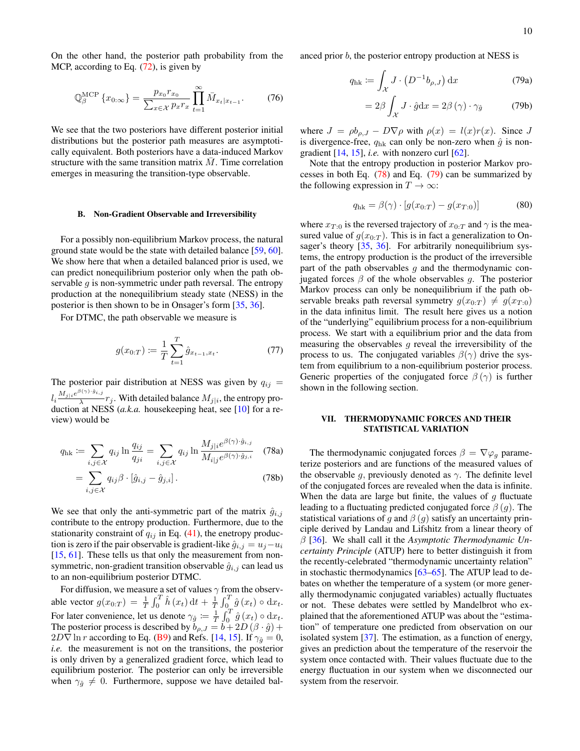On the other hand, the posterior path probability from the MCP, according to Eq. (72), is given by

$$\mathbb{Q}_{\beta}^{\mathrm{MCP}}\left\{x_{0:\infty}\right\}=\frac{p_{x_0}r_{x_0}}{\sum_{x\in\mathcal{X}}p_x r_x}\prod_{t=1}^{\infty}\bar{M}_{x_t|x_{t-1}}. \tag{76}$$

We see that the two posteriors have different posterior initial distributions but the posterior path measures are asymptotically equivalent. Both posteriors have a data-induced Markov structure with the same transition matrix $\bar{M}$. Time correlation emerges in measuring the transition-type observable.

### B. Non-Gradient Observable and Irreversibility

For a possibly non-equilibrium Markov process, the natural ground state would be the state with detailed balance [59, 60]. We show here that when a detailed balanced prior is used, we can predict nonequilibrium posterior only when the path observable $g$ is non-symmetric under path reversal. The entropy production at the nonequilibrium steady state (NESS) in the posterior is then shown to be in Onsager's form [35, 36].

For DTMC, the path observable we measure is

$$g(x_{0:T}):=\frac{1}{T}\sum_{t=1}^{T}\hat{g}_{x_{t-1},x_t}. \tag{77}$$

The posterior pair distribution at NESS was given by $q_{ij}=l_i\frac{M_{j|i}e^{\beta(\gamma)\cdot\hat{g}_{i,j}}}{\lambda}r_j$. With detailed balance $M_{j|i}$, the entropy production at NESS (*a.k.a.* housekeeping heat, see [10] for a review) would be

$$\begin{aligned}
q_{\mathrm{hk}}&:=\sum_{i,j\in\mathcal{X}}q_{ij}\ln\frac{q_{ij}}{q_{ji}}=\sum_{i,j\in\mathcal{X}}q_{ij}\ln\frac{M_{j|i}e^{\beta(\gamma)\cdot\hat{g}_{i,j}}}{M_{i|j}e^{\beta(\gamma)\cdot\hat{g}_{j,i}}} &(78a)\\
&=\sum_{i,j\in\mathcal{X}}q_{ij}\beta\cdot\left[\hat{g}_{i,j}-\hat{g}_{j,i}\right]. &(78b)
\end{aligned}$$

We see that only the anti-symmetric part of the matrix $\hat{g}_{i,j}$ contribute to the entropy production. Furthermore, due to the stationarity constraint of $q_{ij}$ in Eq. (41), the enetropy production is zero if the pair observable is gradient-like $\hat{g}_{i,j}=u_j-u_i$ [15, 61]. These tells us that only the measurement from non-symmetric, non-gradient transition observable $\hat{g}_{i,j}$ can lead us to an non-equilibrium posterior DTMC.

For diffusion, we measure a set of values $\gamma$ from the observable vector $g(x_{0:T})=\frac{1}{T}\int_0^T\hat{h}\left(x_t\right)\mathrm{d}t+\frac{1}{T}\int_0^T\hat{g}\left(x_t\right)\circ\mathrm{d}x_t$. For later convenience, let us denote $\gamma_{\hat{g}}:=\frac{1}{T}\int_0^T\hat{g}\left(x_t\right)\circ\mathrm{d}x_t$. The posterior process is described by $b_{\rho,J}=b+2D\left(\beta\cdot\hat{g}\right)+2D\nabla\ln r$ according to Eq. (B9) and Refs. [14, 15]. If $\gamma_{\hat{g}}=0$, *i.e.* the measurement is not on the transitions, the posterior is only driven by a generalized gradient force, which lead to equilibrium posterior. The posterior can only be irreversible when $\gamma_{\hat{g}}\neq 0$. Furthermore, suppose we have detailed balanced prior $b$, the posterior entropy production at NESS is

$$\begin{aligned}
q_{\mathrm{hk}}&:=\int_{\mathcal{X}}J\cdot\left(D^{-1}b_{\rho,J}\right)\mathrm{d}x &(79a)\\
&=2\beta\int_{\mathcal{X}}J\cdot\hat{g}\mathrm{d}x=2\beta\left(\gamma\right)\cdot\gamma_{\hat{g}} &(79b)
\end{aligned}$$

where $J=\rho b_{\rho,J}-D\nabla\rho$ with $\rho(x)=l(x)r(x)$. Since $J$ is divergence-free, $q_{\mathrm{hk}}$ can only be non-zero when $\hat{g}$ is non-gradient [14, 15], *i.e.* with nonzero curl [62].

Note that the entropy production in posterior Markov processes in both Eq. (78) and Eq. (79) can be summarized by the following expression in $T\to\infty$:

$$q_{\mathrm{hk}}=\beta(\gamma)\cdot\left[g(x_{0:T})-g(x_{T:0})\right] \tag{80}$$

where $x_{T:0}$ is the reversed trajectory of $x_{0:T}$ and $\gamma$ is the measured value of $g(x_{0:T})$. This is in fact a generalization to Onsager's theory [35, 36]. For arbitrarily nonequilibrium systems, the entropy production is the product of the irreversible part of the path observables $g$ and the thermodynamic conjugated forces $\beta$ of the whole observables $g$. The posterior Markov process can only be nonequilibrium if the path observable breaks path reversal symmetry $g(x_{0:T})\neq g(x_{T:0})$ in the data infinitus limit. The result here gives us a notion of the "underlying" equilibrium process for a non-equilibrium process. We start with a equilibrium prior and the data from measuring the observables $g$ reveal the irreversibility of the process to us. The conjugated variables $\beta(\gamma)$ drive the system from equilibrium to a non-equilibrium posterior process. Generic properties of the conjugated force $\beta\left(\gamma\right)$ is further shown in the following section.

## VII. THERMODYNAMIC FORCES AND THEIR STATISTICAL VARIATION

The thermodynamic conjugated forces $\beta=\nabla\varphi_g$ parameterize posteriors and are functions of the measured values of the observable $g$, previously denoted as $\gamma$. The definite level of the conjugated forces are revealed when the data is infinite. When the data are large but finite, the values of $g$ fluctuate leading to a fluctuating predicted conjugated force $\beta\left(g\right)$. The statistical variations of $g$ and $\beta\left(g\right)$ satisfy an uncertainty principle derived by Landau and Lifshitz from a linear theory of $\beta$ [36]. We shall call it the *Asymptotic Thermodynamic Uncertainty Principle* (ATUP) here to better distinguish it from the recently-celebrated "thermodynamic uncertainty relation" in stochastic thermodynamics [63–65]. The ATUP lead to debates on whether the temperature of a system (or more generally thermodynamic conjugated variables) actually fluctuates or not. These debates were settled by Mandelbrot who explained that the aforementioned ATUP was about the "estimation" of temperature one predicted from observation on our isolated system [37]. The estimation, as a function of energy, gives an prediction about the temperature of the reservoir the system once contacted with. Their values fluctuate due to the energy fluctuation in our system when we disconnected our system from the reservoir.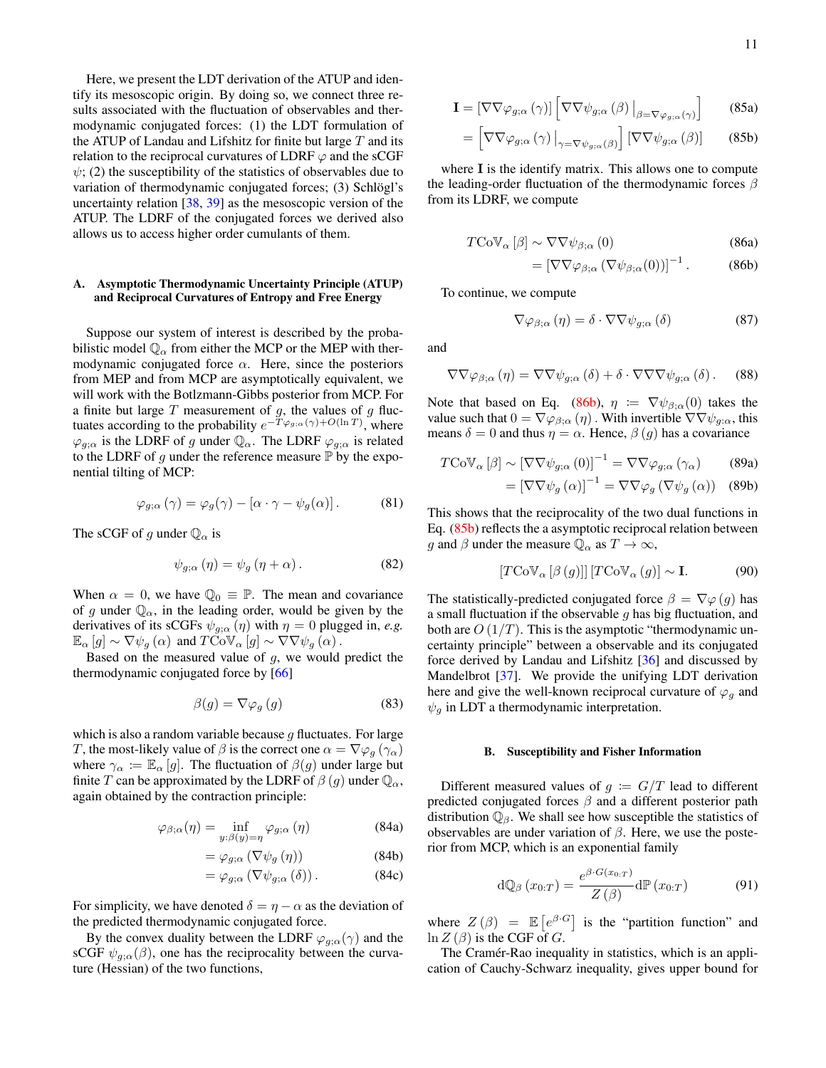Here, we present the LDT derivation of the ATUP and identify its mesoscopic origin. By doing so, we connect three results associated with the fluctuation of observables and thermodynamic conjugated forces: (1) the LDT formulation of the ATUP of Landau and Lifshitz for finite but large $T$ and its relation to the reciprocal curvatures of LDRF $\varphi$ and the sCGF $\psi$; (2) the susceptibility of the statistics of observables due to variation of thermodynamic conjugated forces; (3) Schlögl's uncertainty relation [38, 39] as the mesoscopic version of the ATUP. The LDRF of the conjugated forces we derived also allows us to access higher order cumulants of them.

### A. Asymptotic Thermodynamic Uncertainty Principle (ATUP) and Reciprocal Curvatures of Entropy and Free Energy

Suppose our system of interest is described by the probabilistic model $\mathbb{Q}_\alpha$ from either the MCP or the MEP with thermodynamic conjugated force $\alpha$. Here, since the posteriors from MEP and from MCP are asymptotically equivalent, we will work with the Botlzmann-Gibbs posterior from MCP. For a finite but large $T$ measurement of $g$, the values of $g$ fluctuates according to the probability $e^{-T\varphi_{g;\alpha}(\gamma)+O(\ln T)}$, where $\varphi_{g;\alpha}$ is the LDRF of $g$ under $\mathbb{Q}_\alpha$. The LDRF $\varphi_{g;\alpha}$ is related to the LDRF of $g$ under the reference measure $\mathbb{P}$ by the exponential tilting of MCP:

$$\varphi_{g;\alpha}\left(\gamma\right) = \varphi_g(\gamma) - \left[\alpha\cdot\gamma - \psi_g(\alpha)\right]. \tag{81}$$

The sCGF of $g$ under $\mathbb{Q}_\alpha$ is

$$\psi_{g;\alpha}\left(\eta\right) = \psi_g\left(\eta+\alpha\right). \tag{82}$$

When $\alpha = 0$, we have $\mathbb{Q}_0 \equiv \mathbb{P}$. The mean and covariance of $g$ under $\mathbb{Q}_\alpha$, in the leading order, would be given by the derivatives of its sCGFs $\psi_{g;\alpha}\left(\eta\right)$ with $\eta = 0$ plugged in, *e.g.* $\mathbb{E}_\alpha\left[g\right] \sim \nabla\psi_g\left(\alpha\right)$ and $T\mathrm{Co}\mathbb{V}_\alpha\left[g\right] \sim \nabla\nabla\psi_g\left(\alpha\right)$.

Based on the measured value of $g$, we would predict the thermodynamic conjugated force by [66]

$$\beta(g) = \nabla\varphi_g\left(g\right) \tag{83}$$

which is also a random variable because $g$ fluctuates. For large $T$, the most-likely value of $\beta$ is the correct one $\alpha = \nabla\varphi_g\left(\gamma_\alpha\right)$ where $\gamma_\alpha := \mathbb{E}_\alpha\left[g\right]$. The fluctuation of $\beta(g)$ under large but finite $T$ can be approximated by the LDRF of $\beta\left(g\right)$ under $\mathbb{Q}_\alpha$, again obtained by the contraction principle:

$$\begin{aligned}
\varphi_{\beta;\alpha}(\eta) &= \inf_{y:\beta(y)=\eta} \varphi_{g;\alpha}\left(\eta\right) &\text{(84a)}\\
&= \varphi_{g;\alpha}\left(\nabla\psi_g\left(\eta\right)\right) &\text{(84b)}\\
&= \varphi_{g;\alpha}\left(\nabla\psi_{g;\alpha}\left(\delta\right)\right). &\text{(84c)}
\end{aligned}$$

For simplicity, we have denoted $\delta = \eta - \alpha$ as the deviation of the predicted thermodynamic conjugated force.

By the convex duality between the LDRF $\varphi_{g;\alpha}(\gamma)$ and the sCGF $\psi_{g;\alpha}(\beta)$, one has the reciprocality between the curvature (Hessian) of the two functions,

$$\begin{aligned}
\mathbf{I} &= \left[\nabla\nabla\varphi_{g;\alpha}\left(\gamma\right)\right]\left[\nabla\nabla\psi_{g;\alpha}\left(\beta\right)\big|_{\beta=\nabla\varphi_{g;\alpha}(\gamma)}\right] &\text{(85a)}\\
&= \left[\nabla\nabla\varphi_{g;\alpha}\left(\gamma\right)\big|_{\gamma=\nabla\psi_{g;\alpha}(\beta)}\right]\left[\nabla\nabla\psi_{g;\alpha}\left(\beta\right)\right] &\text{(85b)}
\end{aligned}$$

where $\mathbf{I}$ is the identify matrix. This allows one to compute the leading-order fluctuation of the thermodynamic forces $\beta$ from its LDRF, we compute

$$\begin{aligned}
T\mathrm{Co}\mathbb{V}_\alpha\left[\beta\right] &\sim \nabla\nabla\psi_{\beta;\alpha}\left(0\right) &\text{(86a)}\\
&= \left[\nabla\nabla\varphi_{\beta;\alpha}\left(\nabla\psi_{\beta;\alpha}(0)\right)\right]^{-1}. &\text{(86b)}
\end{aligned}$$

To continue, we compute

$$\nabla\varphi_{\beta;\alpha}\left(\eta\right) = \delta\cdot\nabla\nabla\psi_{g;\alpha}\left(\delta\right) \tag{87}$$

and

$$\nabla\nabla\varphi_{\beta;\alpha}\left(\eta\right) = \nabla\nabla\psi_{g;\alpha}\left(\delta\right) + \delta\cdot\nabla\nabla\nabla\psi_{g;\alpha}\left(\delta\right). \tag{88}$$

Note that based on Eq. (86b), $\eta := \nabla\psi_{\beta;\alpha}(0)$ takes the value such that $0 = \nabla\varphi_{\beta;\alpha}\left(\eta\right)$. With invertible $\nabla\nabla\psi_{g:\alpha}$, this means $\delta = 0$ and thus $\eta = \alpha$. Hence, $\beta\left(g\right)$ has a covariance

$$\begin{aligned}
T\mathrm{Co}\mathbb{V}_\alpha\left[\beta\right] &\sim \left[\nabla\nabla\psi_{g;\alpha}\left(0\right)\right]^{-1} = \nabla\nabla\varphi_{g;\alpha}\left(\gamma_\alpha\right) &\text{(89a)}\\
&= \left[\nabla\nabla\psi_g\left(\alpha\right)\right]^{-1} = \nabla\nabla\varphi_g\left(\nabla\psi_g\left(\alpha\right)\right) &\text{(89b)}
\end{aligned}$$

This shows that the reciprocality of the two dual functions in Eq. (85b) reflects the a asymptotic reciprocal relation between $g$ and $\beta$ under the measure $\mathbb{Q}_\alpha$ as $T\to\infty$,

$$\left[T\mathrm{Co}\mathbb{V}_\alpha\left[\beta\left(g\right)\right]\right]\left[T\mathrm{Co}\mathbb{V}_\alpha\left(g\right)\right] \sim \mathbf{I}. \tag{90}$$

The statistically-predicted conjugated force $\beta = \nabla\varphi\left(g\right)$ has a small fluctuation if the observable $g$ has big fluctuation, and both are $O\left(1/T\right)$. This is the asymptotic "thermodynamic uncertainty principle" between a observable and its conjugated force derived by Landau and Lifshitz [36] and discussed by Mandelbrot [37]. We provide the unifying LDT derivation here and give the well-known reciprocal curvature of $\varphi_g$ and $\psi_g$ in LDT a thermodynamic interpretation.

### B. Susceptibility and Fisher Information

Different measured values of $g := G/T$ lead to different predicted conjugated forces $\beta$ and a different posterior path distribution $\mathbb{Q}_\beta$. We shall see how susceptible the statistics of observables are under variation of $\beta$. Here, we use the posterior from MCP, which is an exponential family

$$\mathrm{d}\mathbb{Q}_\beta\left(x_{0:T}\right) = \frac{e^{\beta\cdot G(x_{0:T})}}{Z\left(\beta\right)}\mathrm{d}\mathbb{P}\left(x_{0:T}\right) \tag{91}$$

where $Z\left(\beta\right) = \mathbb{E}\left[e^{\beta\cdot G}\right]$ is the "partition function" and $\ln Z\left(\beta\right)$ is the CGF of $G$.

The Cramér-Rao inequality in statistics, which is an application of Cauchy-Schwarz inequality, gives upper bound for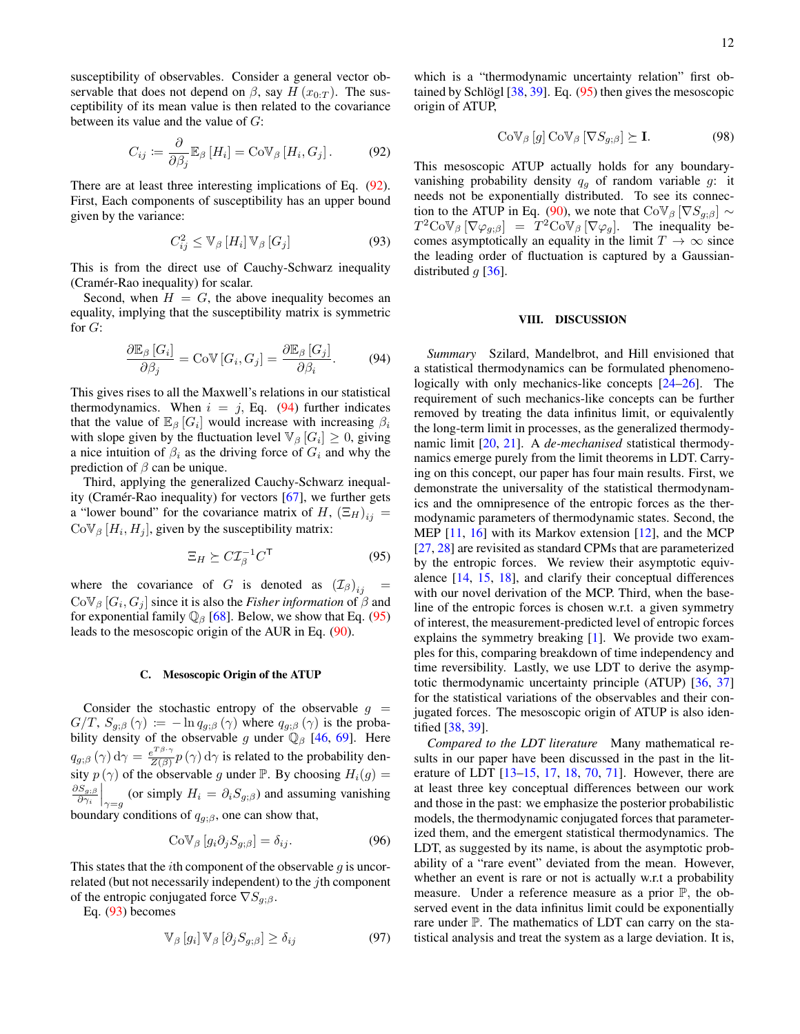susceptibility of observables. Consider a general vector observable that does not depend on $\beta$, say $H(x_{0:T})$. The susceptibility of its mean value is then related to the covariance between its value and the value of $G$:

$$C_{ij} := \frac{\partial}{\partial \beta_j} \mathbb{E}_\beta [H_i] = \mathrm{Co}\mathbb{V}_\beta [H_i, G_j]. \tag{92}$$

There are at least three interesting implications of Eq. (92). First, Each components of susceptibility has an upper bound given by the variance:

$$C_{ij}^2 \leq \mathbb{V}_\beta [H_i] \mathbb{V}_\beta [G_j] \tag{93}$$

This is from the direct use of Cauchy-Schwarz inequality (Cramér-Rao inequality) for scalar.

Second, when $H = G$, the above inequality becomes an equality, implying that the susceptibility matrix is symmetric for $G$:

$$\frac{\partial \mathbb{E}_\beta [G_i]}{\partial \beta_j} = \mathrm{Co}\mathbb{V} [G_i, G_j] = \frac{\partial \mathbb{E}_\beta [G_j]}{\partial \beta_i}. \tag{94}$$

This gives rises to all the Maxwell's relations in our statistical thermodynamics. When $i = j$, Eq. (94) further indicates that the value of $\mathbb{E}_\beta [G_i]$ would increase with increasing $\beta_i$ with slope given by the fluctuation level $\mathbb{V}_\beta [G_i] \geq 0$, giving a nice intuition of $\beta_i$ as the driving force of $G_i$ and why the prediction of $\beta$ can be unique.

Third, applying the generalized Cauchy-Schwarz inequality (Cramér-Rao inequality) for vectors [67], we further gets a "lower bound" for the covariance matrix of $H$, $(\Xi_H)_{ij} = \mathrm{Co}\mathbb{V}_\beta [H_i, H_j]$, given by the susceptibility matrix:

$$\Xi_H \succeq C \mathcal{I}_\beta^{-1} C^\mathsf{T} \tag{95}$$

where the covariance of $G$ is denoted as $(\mathcal{I}_\beta)_{ij} = \mathrm{Co}\mathbb{V}_\beta [G_i, G_j]$ since it is also the *Fisher information* of $\beta$ and for exponential family $\mathbb{Q}_\beta$ [68]. Below, we show that Eq. (95) leads to the mesoscopic origin of the AUR in Eq. (90).

### C. Mesoscopic Origin of the ATUP

Consider the stochastic entropy of the observable $g = G/T$, $S_{g;\beta}(\gamma) := -\ln q_{g;\beta}(\gamma)$ where $q_{g;\beta}(\gamma)$ is the probability density of the observable $g$ under $\mathbb{Q}_\beta$ [46, 69]. Here $q_{g;\beta}(\gamma)\,\mathrm{d}\gamma = \frac{e^{T\beta\cdot\gamma}}{Z(\beta)} p(\gamma)\,\mathrm{d}\gamma$ is related to the probability density $p(\gamma)$ of the observable $g$ under $\mathbb{P}$. By choosing $H_i(g) = \left.\frac{\partial S_{g;\beta}}{\partial \gamma_i}\right|_{\gamma=g}$ (or simply $H_i = \partial_i S_{g;\beta}$) and assuming vanishing boundary conditions of $q_{g;\beta}$, one can show that,

$$\mathrm{Co}\mathbb{V}_\beta [g_i \partial_j S_{g;\beta}] = \delta_{ij}. \tag{96}$$

This states that the $i$th component of the observable $g$ is uncorrelated (but not necessarily independent) to the $j$th component of the entropic conjugated force $\nabla S_{g;\beta}$.

Eq. (93) becomes

$$\mathbb{V}_\beta [g_i] \mathbb{V}_\beta [\partial_j S_{g;\beta}] \geq \delta_{ij} \tag{97}$$

which is a "thermodynamic uncertainty relation" first obtained by Schlögl [38, 39]. Eq. (95) then gives the mesoscopic origin of ATUP,

$$\mathrm{Co}\mathbb{V}_\beta [g]\, \mathrm{Co}\mathbb{V}_\beta [\nabla S_{g;\beta}] \succeq \mathbf{I}. \tag{98}$$

This mesoscopic ATUP actually holds for any boundary-vanishing probability density $q_g$ of random variable $g$: it needs not be exponentially distributed. To see its connection to the ATUP in Eq. (90), we note that $\mathrm{Co}\mathbb{V}_\beta [\nabla S_{g;\beta}] \sim T^2 \mathrm{Co}\mathbb{V}_\beta [\nabla \varphi_{g;\beta}] = T^2 \mathrm{Co}\mathbb{V}_\beta [\nabla \varphi_g]$. The inequality becomes asymptotically an equality in the limit $T \to \infty$ since the leading order of fluctuation is captured by a Gaussian-distributed $g$ [36].

## VIII. DISCUSSION

*Summary* Szilard, Mandelbrot, and Hill envisioned that a statistical thermodynamics can be formulated phenomenologically with only mechanics-like concepts [24–26]. The requirement of such mechanics-like concepts can be further removed by treating the data infinitus limit, or equivalently the long-term limit in processes, as the generalized thermodynamic limit [20, 21]. A *de-mechanised* statistical thermodynamics emerge purely from the limit theorems in LDT. Carrying on this concept, our paper has four main results. First, we demonstrate the universality of the statistical thermodynamics and the omnipresence of the entropic forces as the thermodynamic parameters of thermodynamic states. Second, the MEP [11, 16] with its Markov extension [12], and the MCP [27, 28] are revisited as standard CPMs that are parameterized by the entropic forces. We review their asymptotic equivalence [14, 15, 18], and clarify their conceptual differences with our novel derivation of the MCP. Third, when the baseline of the entropic forces is chosen w.r.t. a given symmetry of interest, the measurement-predicted level of entropic forces explains the symmetry breaking [1]. We provide two examples for this, comparing breakdown of time independency and time reversibility. Lastly, we use LDT to derive the asymptotic thermodynamic uncertainty principle (ATUP) [36, 37] for the statistical variations of the observables and their conjugated forces. The mesoscopic origin of ATUP is also identified [38, 39].

*Compared to the LDT literature* Many mathematical results in our paper have been discussed in the past in the literature of LDT [13–15, 17, 18, 70, 71]. However, there are at least three key conceptual differences between our work and those in the past: we emphasize the posterior probabilistic models, the thermodynamic conjugated forces that parameterized them, and the emergent statistical thermodynamics. The LDT, as suggested by its name, is about the asymptotic probability of a "rare event" deviated from the mean. However, whether an event is rare or not is actually w.r.t a probability measure. Under a reference measure as a prior $\mathbb{P}$, the observed event in the data infinitus limit could be exponentially rare under $\mathbb{P}$. The mathematics of LDT can carry on the statistical analysis and treat the system as a large deviation. It is,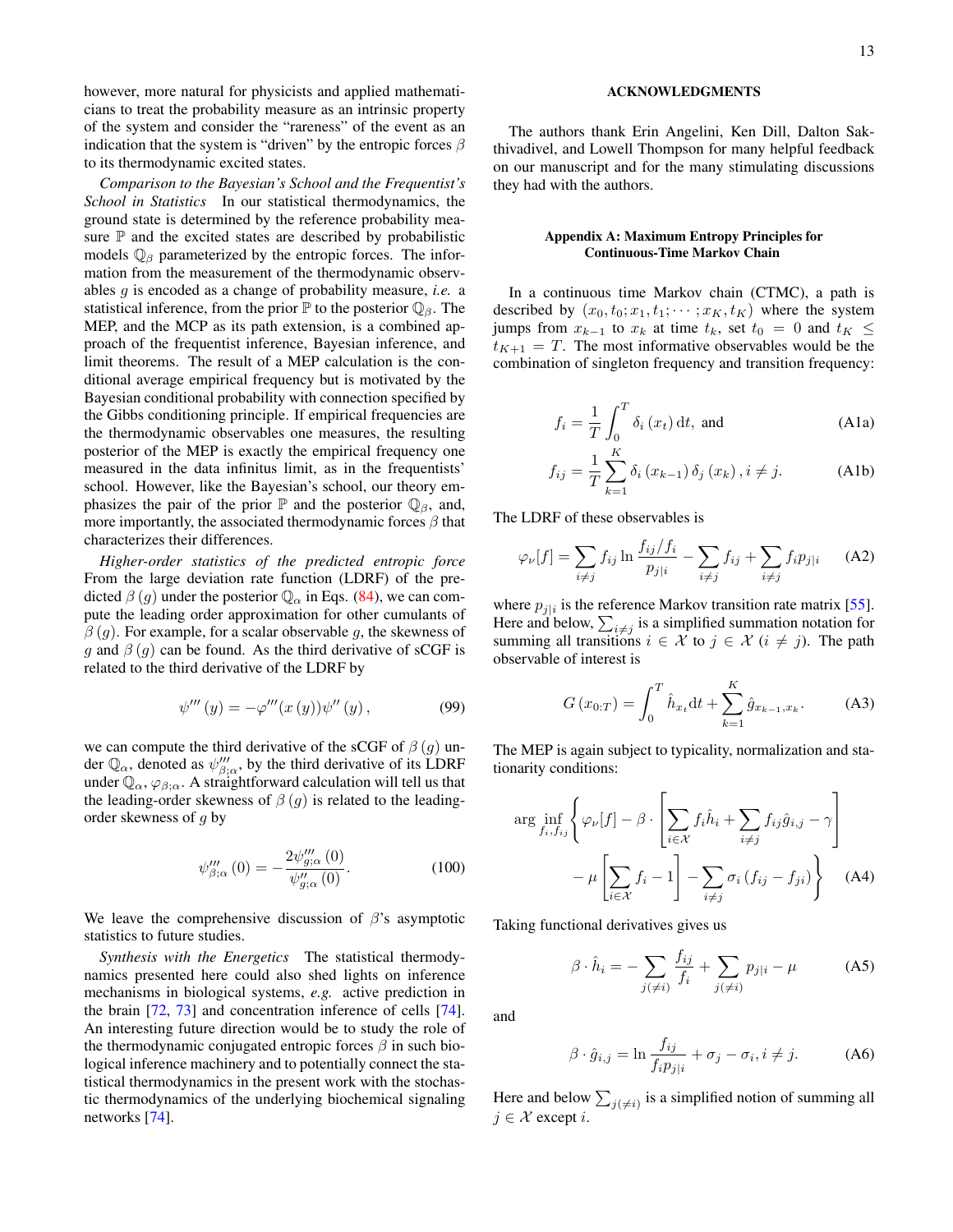however, more natural for physicists and applied mathematicians to treat the probability measure as an intrinsic property of the system and consider the "rareness" of the event as an indication that the system is "driven" by the entropic forces $\beta$ to its thermodynamic excited states.

*Comparison to the Bayesian's School and the Frequentist's School in Statistics* In our statistical thermodynamics, the ground state is determined by the reference probability measure $\mathbb{P}$ and the excited states are described by probabilistic models $\mathbb{Q}_\beta$ parameterized by the entropic forces. The information from the measurement of the thermodynamic observables $g$ is encoded as a change of probability measure, *i.e.* a statistical inference, from the prior $\mathbb{P}$ to the posterior $\mathbb{Q}_\beta$. The MEP, and the MCP as its path extension, is a combined approach of the frequentist inference, Bayesian inference, and limit theorems. The result of a MEP calculation is the conditional average empirical frequency but is motivated by the Bayesian conditional probability with connection specified by the Gibbs conditioning principle. If empirical frequencies are the thermodynamic observables one measures, the resulting posterior of the MEP is exactly the empirical frequency one measured in the data infinitus limit, as in the frequentists' school. However, like the Bayesian's school, our theory emphasizes the pair of the prior $\mathbb{P}$ and the posterior $\mathbb{Q}_\beta$, and, more importantly, the associated thermodynamic forces $\beta$ that characterizes their differences.

*Higher-order statistics of the predicted entropic force* From the large deviation rate function (LDRF) of the predicted $\beta(g)$ under the posterior $\mathbb{Q}_\alpha$ in Eqs. (84), we can compute the leading order approximation for other cumulants of $\beta(g)$. For example, for a scalar observable $g$, the skewness of $g$ and $\beta(g)$ can be found. As the third derivative of sCGF is related to the third derivative of the LDRF by

$$\psi'''(y) = -\varphi'''(x(y))\psi''(y), \tag{99}$$

we can compute the third derivative of the sCGF of $\beta(g)$ under $\mathbb{Q}_\alpha$, denoted as $\psi'''_{\beta;\alpha}$, by the third derivative of its LDRF under $\mathbb{Q}_\alpha$, $\varphi_{\beta;\alpha}$. A straightforward calculation will tell us that the leading-order skewness of $\beta(g)$ is related to the leading-order skewness of $g$ by

$$\psi'''_{\beta;\alpha}(0) = -\frac{2\psi'''_{g;\alpha}(0)}{\psi''_{g;\alpha}(0)}. \tag{100}$$

We leave the comprehensive discussion of $\beta$'s asymptotic statistics to future studies.

*Synthesis with the Energetics* The statistical thermodynamics presented here could also shed lights on inference mechanisms in biological systems, *e.g.* active prediction in the brain [72, 73] and concentration inference of cells [74]. An interesting future direction would be to study the role of the thermodynamic conjugated entropic forces $\beta$ in such biological inference machinery and to potentially connect the statistical thermodynamics in the present work with the stochastic thermodynamics of the underlying biochemical signaling networks [74].

## ACKNOWLEDGMENTS

The authors thank Erin Angelini, Ken Dill, Dalton Sakthivadivel, and Lowell Thompson for many helpful feedback on our manuscript and for the many stimulating discussions they had with the authors.

## Appendix A: Maximum Entropy Principles for Continuous-Time Markov Chain

In a continuous time Markov chain (CTMC), a path is described by $(x_0, t_0; x_1, t_1; \cdots; x_K, t_K)$ where the system jumps from $x_{k-1}$ to $x_k$ at time $t_k$, set $t_0 = 0$ and $t_K \le t_{K+1} = T$. The most informative observables would be the combination of singleton frequency and transition frequency:

$$f_i = \frac{1}{T}\int_0^T \delta_i(x_t)\,\mathrm{d}t, \text{ and} \tag{A1a}$$

$$f_{ij} = \frac{1}{T}\sum_{k=1}^{K} \delta_i(x_{k-1})\,\delta_j(x_k), i \ne j. \tag{A1b}$$

The LDRF of these observables is

$$\varphi_\nu[f] = \sum_{i\ne j} f_{ij}\ln\frac{f_{ij}/f_i}{p_{j|i}} - \sum_{i\ne j} f_{ij} + \sum_{i\ne j} f_i p_{j|i} \tag{A2}$$

where $p_{j|i}$ is the reference Markov transition rate matrix [55]. Here and below, $\sum_{i\ne j}$ is a simplified summation notation for summing all transitions $i \in \mathcal{X}$ to $j \in \mathcal{X}$ $(i \ne j)$. The path observable of interest is

$$G(x_{0:T}) = \int_0^T \hat{h}_{x_t}\mathrm{d}t + \sum_{k=1}^{K}\hat{g}_{x_{k-1},x_k}. \tag{A3}$$

The MEP is again subject to typicality, normalization and stationarity conditions:

$$\arg\inf_{f_i, f_{ij}}\left\{\varphi_\nu[f] - \beta\cdot\left[\sum_{i\in\mathcal{X}} f_i\hat{h}_i + \sum_{i\ne j} f_{ij}\hat{g}_{i,j} - \gamma\right] - \mu\left[\sum_{i\in\mathcal{X}} f_i - 1\right] - \sum_{i\ne j}\sigma_i(f_{ij} - f_{ji})\right\} \tag{A4}$$

Taking functional derivatives gives us

$$\beta\cdot\hat{h}_i = -\sum_{j(\ne i)}\frac{f_{ij}}{f_i} + \sum_{j(\ne i)} p_{j|i} - \mu \tag{A5}$$

and

$$\beta\cdot\hat{g}_{i,j} = \ln\frac{f_{ij}}{f_i p_{j|i}} + \sigma_j - \sigma_i, i \ne j. \tag{A6}$$

Here and below $\sum_{j(\ne i)}$ is a simplified notion of summing all $j \in \mathcal{X}$ except $i$.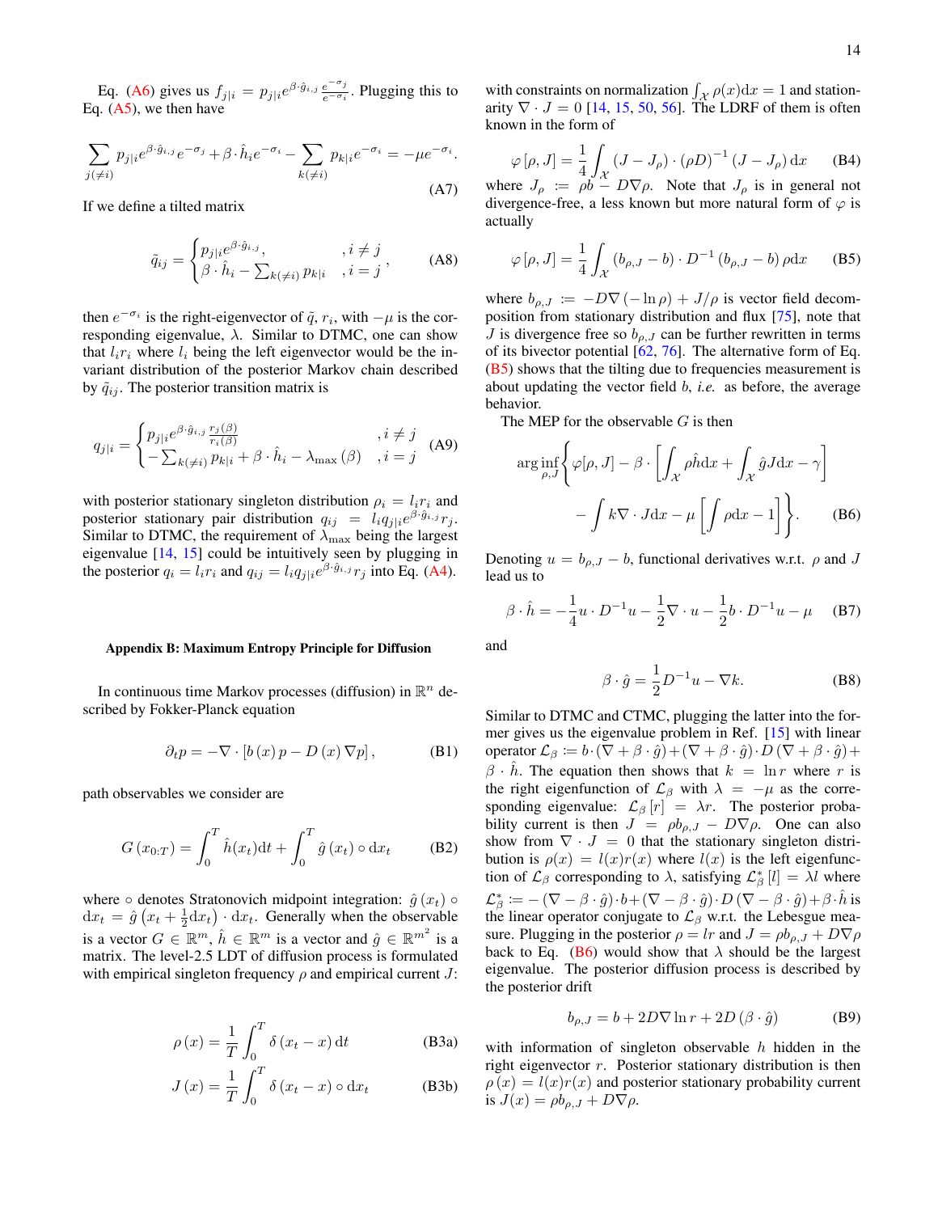Eq. (A6) gives us $f_{j|i} = p_{j|i} e^{\beta \cdot \hat{g}_{i,j}} \frac{e^{-\sigma_j}}{e^{-\sigma_i}}$. Plugging this to Eq. (A5), we then have

$$\sum_{j(\neq i)} p_{j|i} e^{\beta \cdot \hat{g}_{i,j}} e^{-\sigma_j} + \beta \cdot \hat{h}_i e^{-\sigma_i} - \sum_{k(\neq i)} p_{k|i} e^{-\sigma_i} = -\mu e^{-\sigma_i}. \tag{A7}$$

If we define a tilted matrix

$$\tilde{q}_{ij} = \begin{cases} p_{j|i} e^{\beta \cdot \hat{g}_{i,j}}, & , i \neq j \\ \beta \cdot \hat{h}_i - \sum_{k(\neq i)} p_{k|i} & , i = j \end{cases}, \tag{A8}$$

then $e^{-\sigma_i}$ is the right-eigenvector of $\tilde{q}$, $r_i$, with $-\mu$ is the corresponding eigenvalue, $\lambda$. Similar to DTMC, one can show that $l_i r_i$ where $l_i$ being the left eigenvector would be the invariant distribution of the posterior Markov chain described by $\tilde{q}_{ij}$. The posterior transition matrix is

$$q_{j|i} = \begin{cases} p_{j|i} e^{\beta \cdot \hat{g}_{i,j}} \frac{r_j(\beta)}{r_i(\beta)} & , i \neq j \\ -\sum_{k(\neq i)} p_{k|i} + \beta \cdot \hat{h}_i - \lambda_{\max}(\beta) & , i = j \end{cases} \tag{A9}$$

with posterior stationary singleton distribution $\rho_i = l_i r_i$ and posterior stationary pair distribution $q_{ij} = l_i q_{j|i} e^{\beta \cdot \hat{g}_{i,j}} r_j$. Similar to DTMC, the requirement of $\lambda_{\max}$ being the largest eigenvalue [14, 15] could be intuitively seen by plugging in the posterior $q_i = l_i r_i$ and $q_{ij} = l_i q_{j|i} e^{\beta \cdot \hat{g}_{i,j}} r_j$ into Eq. (A4).

### Appendix B: Maximum Entropy Principle for Diffusion

In continuous time Markov processes (diffusion) in $\mathbb{R}^n$ described by Fokker-Planck equation

$$\partial_t p = -\nabla \cdot \left[ b(x) p - D(x) \nabla p \right], \tag{B1}$$

path observables we consider are

$$G(x_{0:T}) = \int_0^T \hat{h}(x_t) \mathrm{d}t + \int_0^T \hat{g}(x_t) \circ \mathrm{d}x_t \tag{B2}$$

where $\circ$ denotes Stratonovich midpoint integration: $\hat{g}(x_t) \circ \mathrm{d}x_t = \hat{g}\left(x_t + \frac{1}{2}\mathrm{d}x_t\right) \cdot \mathrm{d}x_t$. Generally when the observable is a vector $G \in \mathbb{R}^m$, $\hat{h} \in \mathbb{R}^m$ is a vector and $\hat{g} \in \mathbb{R}^{m^2}$ is a matrix. The level-2.5 LDT of diffusion process is formulated with empirical singleton frequency $\rho$ and empirical current $J$:

$$\rho(x) = \frac{1}{T} \int_0^T \delta(x_t - x) \mathrm{d}t \tag{B3a}$$

$$J(x) = \frac{1}{T} \int_0^T \delta(x_t - x) \circ \mathrm{d}x_t \tag{B3b}$$

with constraints on normalization $\int_{\mathcal{X}} \rho(x) \mathrm{d}x = 1$ and stationarity $\nabla \cdot J = 0$ [14, 15, 50, 56]. The LDRF of them is often known in the form of

$$\varphi[\rho, J] = \frac{1}{4} \int_{\mathcal{X}} (J - J_\rho) \cdot (\rho D)^{-1} (J - J_\rho) \mathrm{d}x \tag{B4}$$

where $J_\rho := \rho b - D \nabla \rho$. Note that $J_\rho$ is in general not divergence-free, a less known but more natural form of $\varphi$ is actually

$$\varphi[\rho, J] = \frac{1}{4} \int_{\mathcal{X}} (b_{\rho,J} - b) \cdot D^{-1} (b_{\rho,J} - b) \rho \mathrm{d}x \tag{B5}$$

where $b_{\rho,J} := -D\nabla(-\ln \rho) + J/\rho$ is vector field decomposition from stationary distribution and flux [75], note that $J$ is divergence free so $b_{\rho,J}$ can be further rewritten in terms of its bivector potential [62, 76]. The alternative form of Eq. (B5) shows that the tilting due to frequencies measurement is about updating the vector field $b$, *i.e.* as before, the average behavior.

The MEP for the observable $G$ is then

$$\arg\inf_{\rho, J} \left\{ \varphi[\rho, J] - \beta \cdot \left[ \int_{\mathcal{X}} \rho \hat{h} \mathrm{d}x + \int_{\mathcal{X}} \hat{g} J \mathrm{d}x - \gamma \right] - \int k \nabla \cdot J \mathrm{d}x - \mu \left[ \int \rho \mathrm{d}x - 1 \right] \right\}. \tag{B6}$$

Denoting $u = b_{\rho,J} - b$, functional derivatives w.r.t. $\rho$ and $J$ lead us to

$$\beta \cdot \hat{h} = -\frac{1}{4} u \cdot D^{-1} u - \frac{1}{2} \nabla \cdot u - \frac{1}{2} b \cdot D^{-1} u - \mu \tag{B7}$$

and

$$\beta \cdot \hat{g} = \frac{1}{2} D^{-1} u - \nabla k. \tag{B8}$$

Similar to DTMC and CTMC, plugging the latter into the former gives us the eigenvalue problem in Ref. [15] with linear operator $\mathcal{L}_\beta := b \cdot (\nabla + \beta \cdot \hat{g}) + (\nabla + \beta \cdot \hat{g}) \cdot D (\nabla + \beta \cdot \hat{g}) + \beta \cdot \hat{h}$. The equation then shows that $k = \ln r$ where $r$ is the right eigenfunction of $\mathcal{L}_\beta$ with $\lambda = -\mu$ as the corresponding eigenvalue: $\mathcal{L}_\beta[r] = \lambda r$. The posterior probability current is then $J = \rho b_{\rho,J} - D\nabla\rho$. One can also show from $\nabla \cdot J = 0$ that the stationary singleton distribution is $\rho(x) = l(x) r(x)$ where $l(x)$ is the left eigenfunction of $\mathcal{L}_\beta$ corresponding to $\lambda$, satisfying $\mathcal{L}_\beta^*[l] = \lambda l$ where $\mathcal{L}_\beta^* := -(\nabla - \beta \cdot \hat{g}) \cdot b + (\nabla - \beta \cdot \hat{g}) \cdot D (\nabla - \beta \cdot \hat{g}) + \beta \cdot \hat{h}$ is the linear operator conjugate to $\mathcal{L}_\beta$ w.r.t. the Lebesgue measure. Plugging in the posterior $\rho = lr$ and $J = \rho b_{\rho,J} + D\nabla\rho$ back to Eq. (B6) would show that $\lambda$ should be the largest eigenvalue. The posterior diffusion process is described by the posterior drift

$$b_{\rho,J} = b + 2D\nabla \ln r + 2D(\beta \cdot \hat{g}) \tag{B9}$$

with information of singleton observable $h$ hidden in the right eigenvector $r$. Posterior stationary distribution is then $\rho(x) = l(x) r(x)$ and posterior stationary probability current is $J(x) = \rho b_{\rho,J} + D\nabla\rho$.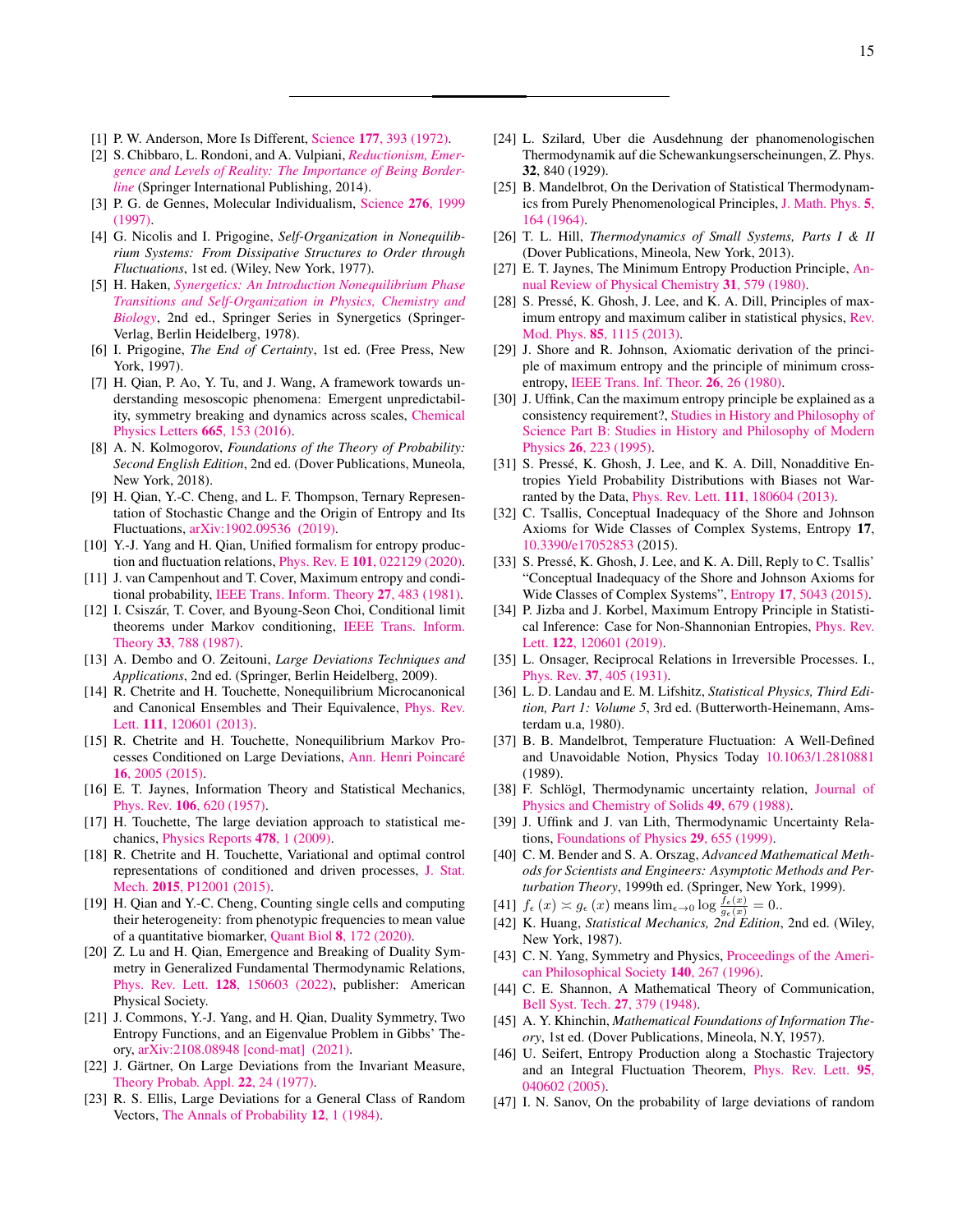[1] P. W. Anderson, More Is Different, Science **177**, 393 (1972).

[2] S. Chibbaro, L. Rondoni, and A. Vulpiani, *Reductionism, Emergence and Levels of Reality: The Importance of Being Borderline* (Springer International Publishing, 2014).

[3] P. G. de Gennes, Molecular Individualism, Science **276**, 1999 (1997).

[4] G. Nicolis and I. Prigogine, *Self-Organization in Nonequilibrium Systems: From Dissipative Structures to Order through Fluctuations*, 1st ed. (Wiley, New York, 1977).

[5] H. Haken, *Synergetics: An Introduction Nonequilibrium Phase Transitions and Self-Organization in Physics, Chemistry and Biology*, 2nd ed., Springer Series in Synergetics (Springer-Verlag, Berlin Heidelberg, 1978).

[6] I. Prigogine, *The End of Certainty*, 1st ed. (Free Press, New York, 1997).

[7] H. Qian, P. Ao, Y. Tu, and J. Wang, A framework towards understanding mesoscopic phenomena: Emergent unpredictability, symmetry breaking and dynamics across scales, Chemical Physics Letters **665**, 153 (2016).

[8] A. N. Kolmogorov, *Foundations of the Theory of Probability: Second English Edition*, 2nd ed. (Dover Publications, Muneola, New York, 2018).

[9] H. Qian, Y.-C. Cheng, and L. F. Thompson, Ternary Representation of Stochastic Change and the Origin of Entropy and Its Fluctuations, arXiv:1902.09536 (2019).

[10] Y.-J. Yang and H. Qian, Unified formalism for entropy production and fluctuation relations, Phys. Rev. E **101**, 022129 (2020).

[11] J. van Campenhout and T. Cover, Maximum entropy and conditional probability, IEEE Trans. Inform. Theory **27**, 483 (1981).

[12] I. Csiszár, T. Cover, and Byoung-Seon Choi, Conditional limit theorems under Markov conditioning, IEEE Trans. Inform. Theory **33**, 788 (1987).

[13] A. Dembo and O. Zeitouni, *Large Deviations Techniques and Applications*, 2nd ed. (Springer, Berlin Heidelberg, 2009).

[14] R. Chetrite and H. Touchette, Nonequilibrium Microcanonical and Canonical Ensembles and Their Equivalence, Phys. Rev. Lett. **111**, 120601 (2013).

[15] R. Chetrite and H. Touchette, Nonequilibrium Markov Processes Conditioned on Large Deviations, Ann. Henri Poincaré **16**, 2005 (2015).

[16] E. T. Jaynes, Information Theory and Statistical Mechanics, Phys. Rev. **106**, 620 (1957).

[17] H. Touchette, The large deviation approach to statistical mechanics, Physics Reports **478**, 1 (2009).

[18] R. Chetrite and H. Touchette, Variational and optimal control representations of conditioned and driven processes, J. Stat. Mech. **2015**, P12001 (2015).

[19] H. Qian and Y.-C. Cheng, Counting single cells and computing their heterogeneity: from phenotypic frequencies to mean value of a quantitative biomarker, Quant Biol **8**, 172 (2020).

[20] Z. Lu and H. Qian, Emergence and Breaking of Duality Symmetry in Generalized Fundamental Thermodynamic Relations, Phys. Rev. Lett. **128**, 150603 (2022), publisher: American Physical Society.

[21] J. Commons, Y.-J. Yang, and H. Qian, Duality Symmetry, Two Entropy Functions, and an Eigenvalue Problem in Gibbs' Theory, arXiv:2108.08948 [cond-mat] (2021).

[22] J. Gärtner, On Large Deviations from the Invariant Measure, Theory Probab. Appl. **22**, 24 (1977).

[23] R. S. Ellis, Large Deviations for a General Class of Random Vectors, The Annals of Probability **12**, 1 (1984).

[24] L. Szilard, Uber die Ausdehnung der phanomenologischen Thermodynamik auf die Schewankungserscheinungen, Z. Phys. **32**, 840 (1929).

[25] B. Mandelbrot, On the Derivation of Statistical Thermodynamics from Purely Phenomenological Principles, J. Math. Phys. **5**, 164 (1964).

[26] T. L. Hill, *Thermodynamics of Small Systems, Parts I & II* (Dover Publications, Mineola, New York, 2013).

[27] E. T. Jaynes, The Minimum Entropy Production Principle, Annual Review of Physical Chemistry **31**, 579 (1980).

[28] S. Pressé, K. Ghosh, J. Lee, and K. A. Dill, Principles of maximum entropy and maximum caliber in statistical physics, Rev. Mod. Phys. **85**, 1115 (2013).

[29] J. Shore and R. Johnson, Axiomatic derivation of the principle of maximum entropy and the principle of minimum cross-entropy, IEEE Trans. Inf. Theor. **26**, 26 (1980).

[30] J. Uffink, Can the maximum entropy principle be explained as a consistency requirement?, Studies in History and Philosophy of Science Part B: Studies in History and Philosophy of Modern Physics **26**, 223 (1995).

[31] S. Pressé, K. Ghosh, J. Lee, and K. A. Dill, Nonadditive Entropies Yield Probability Distributions with Biases not Warranted by the Data, Phys. Rev. Lett. **111**, 180604 (2013).

[32] C. Tsallis, Conceptual Inadequacy of the Shore and Johnson Axioms for Wide Classes of Complex Systems, Entropy **17**, 10.3390/e17052853 (2015).

[33] S. Pressé, K. Ghosh, J. Lee, and K. A. Dill, Reply to C. Tsallis' "Conceptual Inadequacy of the Shore and Johnson Axioms for Wide Classes of Complex Systems", Entropy **17**, 5043 (2015).

[34] P. Jizba and J. Korbel, Maximum Entropy Principle in Statistical Inference: Case for Non-Shannonian Entropies, Phys. Rev. Lett. **122**, 120601 (2019).

[35] L. Onsager, Reciprocal Relations in Irreversible Processes. I., Phys. Rev. **37**, 405 (1931).

[36] L. D. Landau and E. M. Lifshitz, *Statistical Physics, Third Edition, Part 1: Volume 5*, 3rd ed. (Butterworth-Heinemann, Amsterdam u.a, 1980).

[37] B. B. Mandelbrot, Temperature Fluctuation: A Well-Defined and Unavoidable Notion, Physics Today 10.1063/1.2810881 (1989).

[38] F. Schlögl, Thermodynamic uncertainty relation, Journal of Physics and Chemistry of Solids **49**, 679 (1988).

[39] J. Uffink and J. van Lith, Thermodynamic Uncertainty Relations, Foundations of Physics **29**, 655 (1999).

[40] C. M. Bender and S. A. Orszag, *Advanced Mathematical Methods for Scientists and Engineers: Asymptotic Methods and Perturbation Theory*, 1999th ed. (Springer, New York, 1999).

[41] $f_\epsilon(x) \asymp g_\epsilon(x)$ means $\lim_{\epsilon\to 0} \log \frac{f_\epsilon(x)}{g_\epsilon(x)} = 0$..

[42] K. Huang, *Statistical Mechanics, 2nd Edition*, 2nd ed. (Wiley, New York, 1987).

[43] C. N. Yang, Symmetry and Physics, Proceedings of the American Philosophical Society **140**, 267 (1996).

[44] C. E. Shannon, A Mathematical Theory of Communication, Bell Syst. Tech. **27**, 379 (1948).

[45] A. Y. Khinchin, *Mathematical Foundations of Information Theory*, 1st ed. (Dover Publications, Mineola, N.Y, 1957).

[46] U. Seifert, Entropy Production along a Stochastic Trajectory and an Integral Fluctuation Theorem, Phys. Rev. Lett. **95**, 040602 (2005).

[47] I. N. Sanov, On the probability of large deviations of random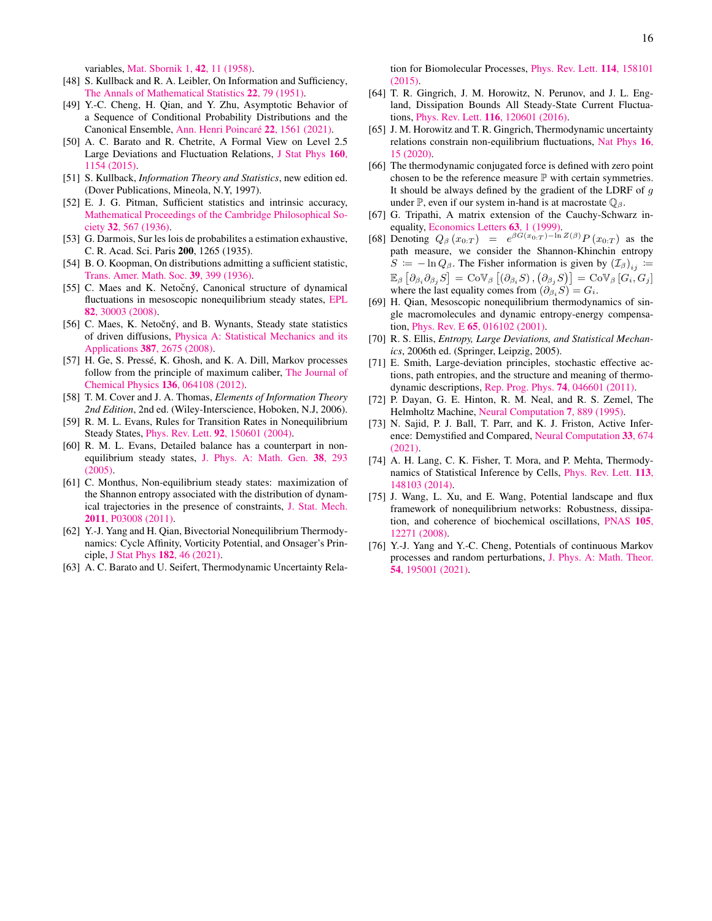variables, Mat. Sbornik 1, **42**, 11 (1958).

[48] S. Kullback and R. A. Leibler, On Information and Sufficiency, The Annals of Mathematical Statistics **22**, 79 (1951).

[49] Y.-C. Cheng, H. Qian, and Y. Zhu, Asymptotic Behavior of a Sequence of Conditional Probability Distributions and the Canonical Ensemble, Ann. Henri Poincaré **22**, 1561 (2021).

[50] A. C. Barato and R. Chetrite, A Formal View on Level 2.5 Large Deviations and Fluctuation Relations, J Stat Phys **160**, 1154 (2015).

[51] S. Kullback, *Information Theory and Statistics*, new edition ed. (Dover Publications, Mineola, N.Y, 1997).

[52] E. J. G. Pitman, Sufficient statistics and intrinsic accuracy, Mathematical Proceedings of the Cambridge Philosophical Society **32**, 567 (1936).

[53] G. Darmois, Sur les lois de probabilites a estimation exhaustive, C. R. Acad. Sci. Paris **200**, 1265 (1935).

[54] B. O. Koopman, On distributions admitting a sufficient statistic, Trans. Amer. Math. Soc. **39**, 399 (1936).

[55] C. Maes and K. Netočný, Canonical structure of dynamical fluctuations in mesoscopic nonequilibrium steady states, EPL **82**, 30003 (2008).

[56] C. Maes, K. Netočný, and B. Wynants, Steady state statistics of driven diffusions, Physica A: Statistical Mechanics and its Applications **387**, 2675 (2008).

[57] H. Ge, S. Pressé, K. Ghosh, and K. A. Dill, Markov processes follow from the principle of maximum caliber, The Journal of Chemical Physics **136**, 064108 (2012).

[58] T. M. Cover and J. A. Thomas, *Elements of Information Theory 2nd Edition*, 2nd ed. (Wiley-Interscience, Hoboken, N.J, 2006).

[59] R. M. L. Evans, Rules for Transition Rates in Nonequilibrium Steady States, Phys. Rev. Lett. **92**, 150601 (2004).

[60] R. M. L. Evans, Detailed balance has a counterpart in non-equilibrium steady states, J. Phys. A: Math. Gen. **38**, 293 (2005).

[61] C. Monthus, Non-equilibrium steady states: maximization of the Shannon entropy associated with the distribution of dynamical trajectories in the presence of constraints, J. Stat. Mech. **2011**, P03008 (2011).

[62] Y.-J. Yang and H. Qian, Bivectorial Nonequilibrium Thermodynamics: Cycle Affinity, Vorticity Potential, and Onsager's Principle, J Stat Phys **182**, 46 (2021).

[63] A. C. Barato and U. Seifert, Thermodynamic Uncertainty Relation for Biomolecular Processes, Phys. Rev. Lett. **114**, 158101 (2015).

[64] T. R. Gingrich, J. M. Horowitz, N. Perunov, and J. L. England, Dissipation Bounds All Steady-State Current Fluctuations, Phys. Rev. Lett. **116**, 120601 (2016).

[65] J. M. Horowitz and T. R. Gingrich, Thermodynamic uncertainty relations constrain non-equilibrium fluctuations, Nat Phys **16**, 15 (2020).

[66] The thermodynamic conjugated force is defined with zero point chosen to be the reference measure $\mathbb{P}$ with certain symmetries. It should be always defined by the gradient of the LDRF of $g$ under $\mathbb{P}$, even if our system in-hand is at macrostate $\mathbb{Q}_\beta$.

[67] G. Tripathi, A matrix extension of the Cauchy-Schwarz inequality, Economics Letters **63**, 1 (1999).

[68] Denoting $Q_\beta(x_{0:T}) = e^{\beta G(x_{0:T}) - \ln Z(\beta)} P(x_{0:T})$ as the path measure, we consider the Shannon-Khinchin entropy $S \coloneqq -\ln Q_\beta$. The Fisher information is given by $(\mathcal{I}_\beta)_{ij} \coloneqq \mathbb{E}_\beta\left[\partial_{\beta_i}\partial_{\beta_j} S\right] = \mathrm{CoV}_\beta\left[(\partial_{\beta_i} S), (\partial_{\beta_j} S)\right] = \mathrm{CoV}_\beta\left[G_i, G_j\right]$ where the last equality comes from $(\partial_{\beta_i} S) = G_i$.

[69] H. Qian, Mesoscopic nonequilibrium thermodynamics of single macromolecules and dynamic entropy-energy compensation, Phys. Rev. E **65**, 016102 (2001).

[70] R. S. Ellis, *Entropy, Large Deviations, and Statistical Mechanics*, 2006th ed. (Springer, Leipzig, 2005).

[71] E. Smith, Large-deviation principles, stochastic effective actions, path entropies, and the structure and meaning of thermodynamic descriptions, Rep. Prog. Phys. **74**, 046601 (2011).

[72] P. Dayan, G. E. Hinton, R. M. Neal, and R. S. Zemel, The Helmholtz Machine, Neural Computation **7**, 889 (1995).

[73] N. Sajid, P. J. Ball, T. Parr, and K. J. Friston, Active Inference: Demystified and Compared, Neural Computation **33**, 674 (2021).

[74] A. H. Lang, C. K. Fisher, T. Mora, and P. Mehta, Thermodynamics of Statistical Inference by Cells, Phys. Rev. Lett. **113**, 148103 (2014).

[75] J. Wang, L. Xu, and E. Wang, Potential landscape and flux framework of nonequilibrium networks: Robustness, dissipation, and coherence of biochemical oscillations, PNAS **105**, 12271 (2008).

[76] Y.-J. Yang and Y.-C. Cheng, Potentials of continuous Markov processes and random perturbations, J. Phys. A: Math. Theor. **54**, 195001 (2021).